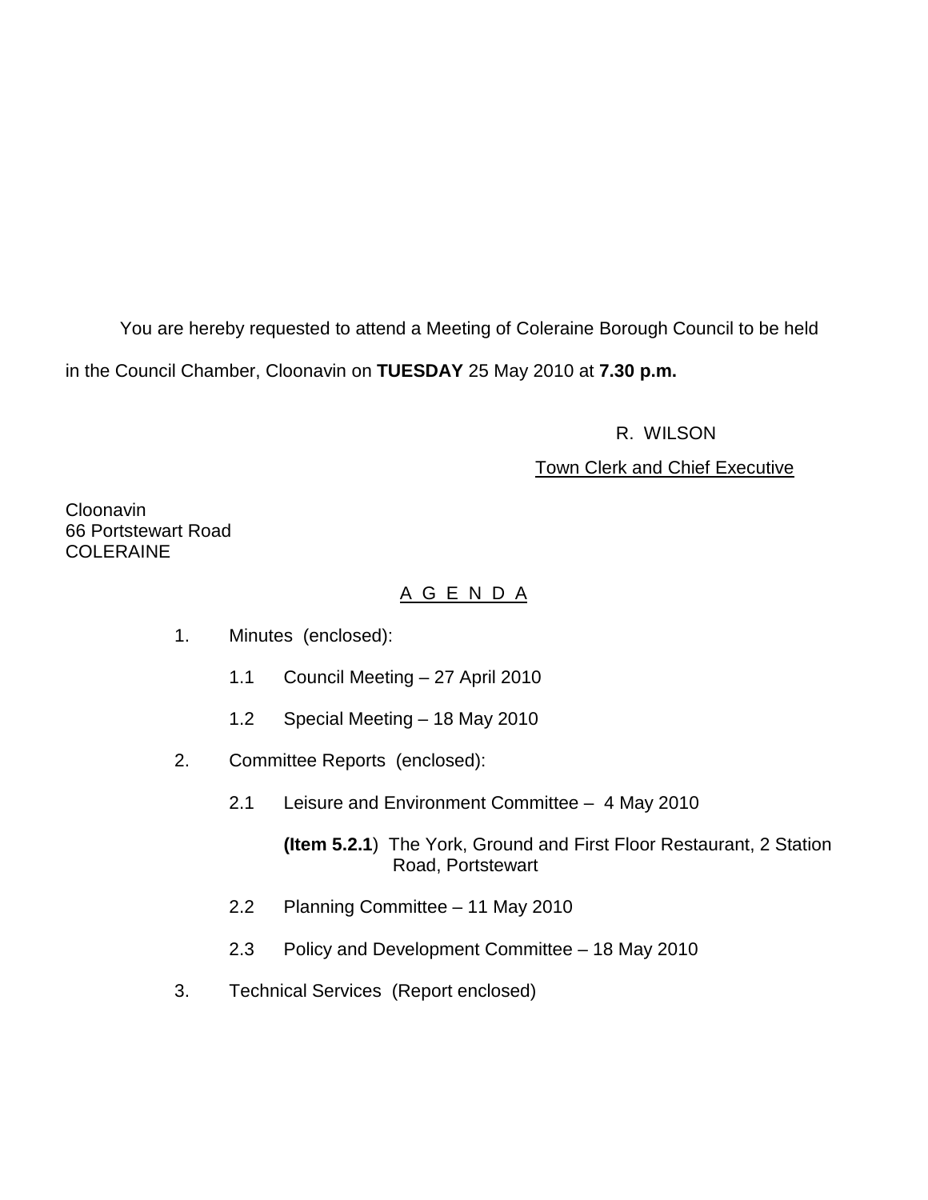You are hereby requested to attend a Meeting of Coleraine Borough Council to be held in the Council Chamber, Cloonavin on **TUESDAY** 25 May 2010 at **7.30 p.m.**

R. WILSON

Town Clerk and Chief Executive

Cloonavin
66 Portstewart Road
COLERAINE

## A G E N D A

1. Minutes (enclosed):

   1.1 Council Meeting – 27 April 2010

   1.2 Special Meeting – 18 May 2010

2. Committee Reports (enclosed):

   2.1 Leisure and Environment Committee – 4 May 2010

   **(Item 5.2.1**) The York, Ground and First Floor Restaurant, 2 Station Road, Portstewart

   2.2 Planning Committee – 11 May 2010

   2.3 Policy and Development Committee – 18 May 2010

3. Technical Services (Report enclosed)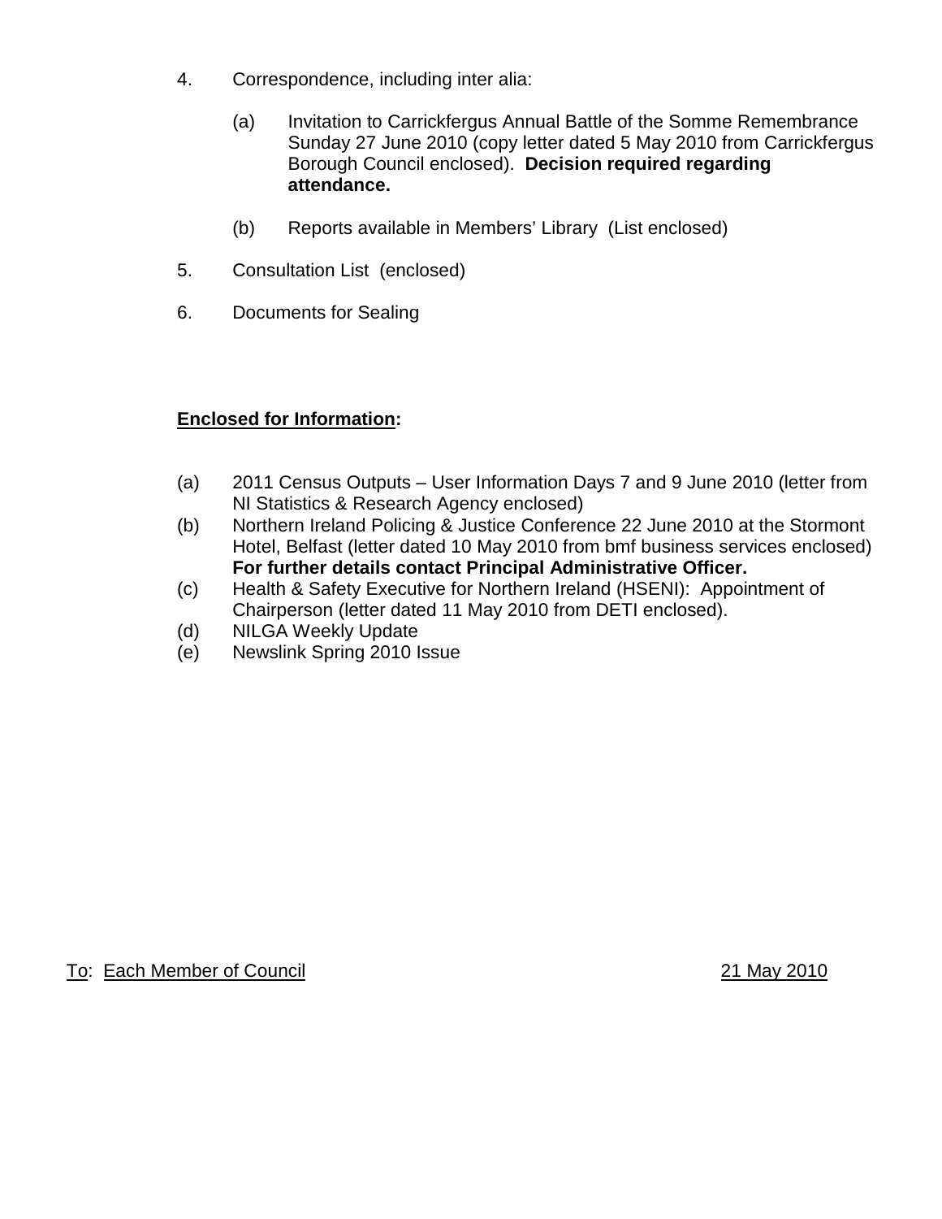4. Correspondence, including inter alia:

   (a) Invitation to Carrickfergus Annual Battle of the Somme Remembrance Sunday 27 June 2010 (copy letter dated 5 May 2010 from Carrickfergus Borough Council enclosed). **Decision required regarding attendance.**

   (b) Reports available in Members' Library (List enclosed)

5. Consultation List (enclosed)

6. Documents for Sealing

**<u>Enclosed for Information</u>:**

(a) 2011 Census Outputs – User Information Days 7 and 9 June 2010 (letter from NI Statistics & Research Agency enclosed)
(b) Northern Ireland Policing & Justice Conference 22 June 2010 at the Stormont Hotel, Belfast (letter dated 10 May 2010 from bmf business services enclosed) **For further details contact Principal Administrative Officer.**
(c) Health & Safety Executive for Northern Ireland (HSENI): Appointment of Chairperson (letter dated 11 May 2010 from DETI enclosed).
(d) NILGA Weekly Update
(e) Newslink Spring 2010 Issue

<u>To</u>: <u>Each Member of Council</u> <u>21 May 2010</u>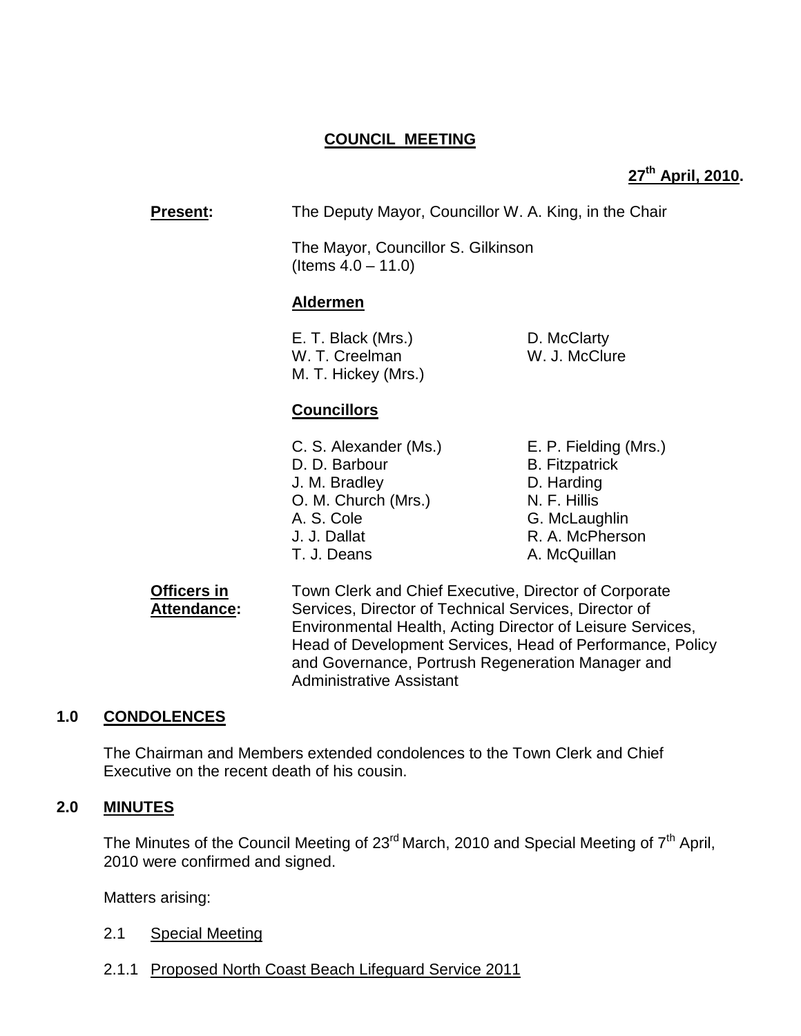**COUNCIL MEETING**

**27th April, 2010.**

**Present:** The Deputy Mayor, Councillor W. A. King, in the Chair

The Mayor, Councillor S. Gilkinson
(Items 4.0 – 11.0)

**Aldermen**

E. T. Black (Mrs.)
W. T. Creelman
M. T. Hickey (Mrs.)
D. McClarty
W. J. McClure

**Councillors**

C. S. Alexander (Ms.)
D. D. Barbour
J. M. Bradley
O. M. Church (Mrs.)
A. S. Cole
J. J. Dallat
T. J. Deans
E. P. Fielding (Mrs.)
B. Fitzpatrick
D. Harding
N. F. Hillis
G. McLaughlin
R. A. McPherson
A. McQuillan

**Officers in Attendance:** Town Clerk and Chief Executive, Director of Corporate Services, Director of Technical Services, Director of Environmental Health, Acting Director of Leisure Services, Head of Development Services, Head of Performance, Policy and Governance, Portrush Regeneration Manager and Administrative Assistant

## 1.0 CONDOLENCES

The Chairman and Members extended condolences to the Town Clerk and Chief Executive on the recent death of his cousin.

## 2.0 MINUTES

The Minutes of the Council Meeting of 23rd March, 2010 and Special Meeting of 7th April, 2010 were confirmed and signed.

Matters arising:

2.1 Special Meeting

2.1.1 Proposed North Coast Beach Lifeguard Service 2011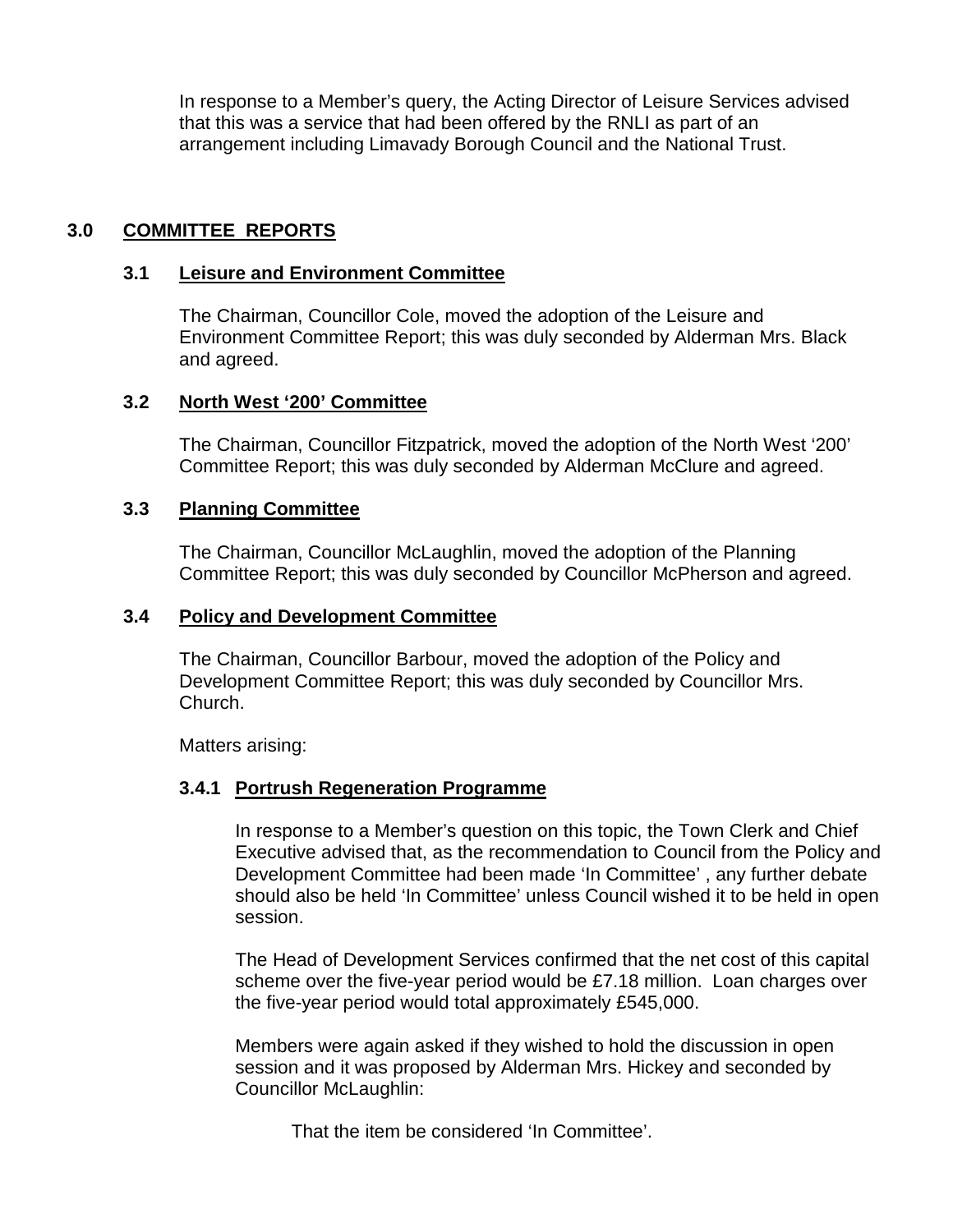In response to a Member's query, the Acting Director of Leisure Services advised that this was a service that had been offered by the RNLI as part of an arrangement including Limavady Borough Council and the National Trust.

## 3.0 COMMITTEE REPORTS

### 3.1 Leisure and Environment Committee

The Chairman, Councillor Cole, moved the adoption of the Leisure and Environment Committee Report; this was duly seconded by Alderman Mrs. Black and agreed.

### 3.2 North West '200' Committee

The Chairman, Councillor Fitzpatrick, moved the adoption of the North West '200' Committee Report; this was duly seconded by Alderman McClure and agreed.

### 3.3 Planning Committee

The Chairman, Councillor McLaughlin, moved the adoption of the Planning Committee Report; this was duly seconded by Councillor McPherson and agreed.

### 3.4 Policy and Development Committee

The Chairman, Councillor Barbour, moved the adoption of the Policy and Development Committee Report; this was duly seconded by Councillor Mrs. Church.

Matters arising:

#### 3.4.1 Portrush Regeneration Programme

In response to a Member's question on this topic, the Town Clerk and Chief Executive advised that, as the recommendation to Council from the Policy and Development Committee had been made 'In Committee' , any further debate should also be held 'In Committee' unless Council wished it to be held in open session.

The Head of Development Services confirmed that the net cost of this capital scheme over the five-year period would be £7.18 million. Loan charges over the five-year period would total approximately £545,000.

Members were again asked if they wished to hold the discussion in open session and it was proposed by Alderman Mrs. Hickey and seconded by Councillor McLaughlin:

That the item be considered 'In Committee'.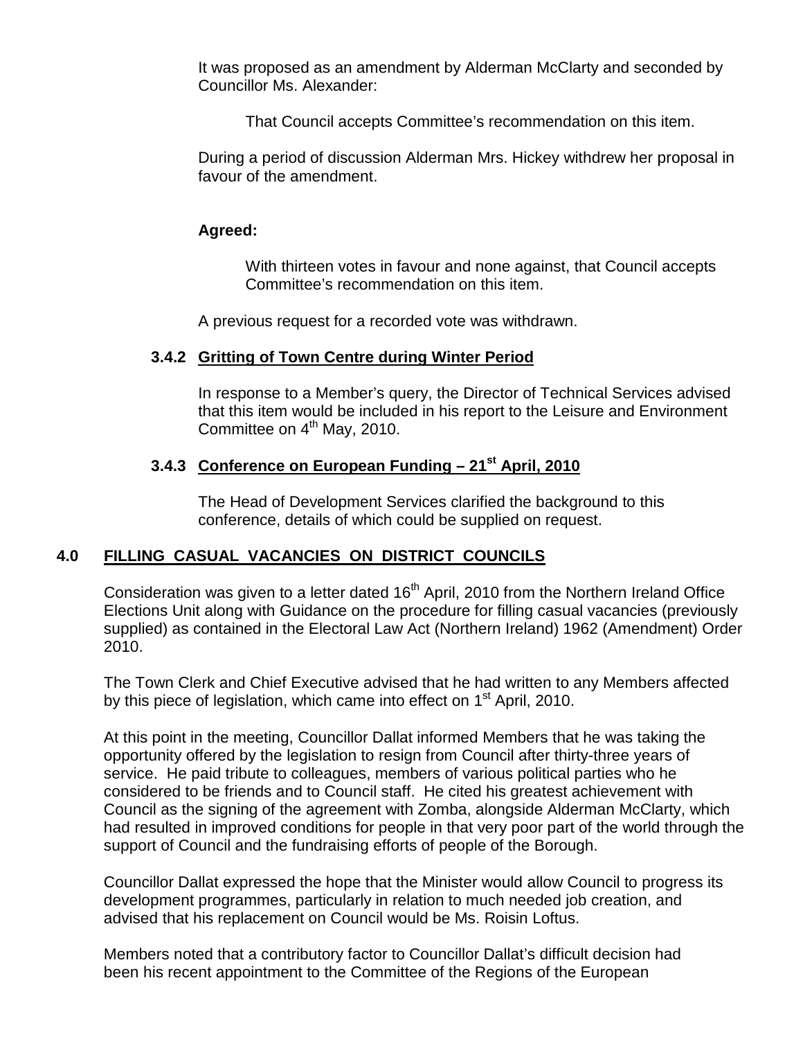It was proposed as an amendment by Alderman McClarty and seconded by Councillor Ms. Alexander:

That Council accepts Committee's recommendation on this item.

During a period of discussion Alderman Mrs. Hickey withdrew her proposal in favour of the amendment.

**Agreed:**

With thirteen votes in favour and none against, that Council accepts Committee's recommendation on this item.

A previous request for a recorded vote was withdrawn.

### 3.4.2 Gritting of Town Centre during Winter Period

In response to a Member's query, the Director of Technical Services advised that this item would be included in his report to the Leisure and Environment Committee on 4th May, 2010.

### 3.4.3 Conference on European Funding – 21st April, 2010

The Head of Development Services clarified the background to this conference, details of which could be supplied on request.

## 4.0 FILLING CASUAL VACANCIES ON DISTRICT COUNCILS

Consideration was given to a letter dated 16th April, 2010 from the Northern Ireland Office Elections Unit along with Guidance on the procedure for filling casual vacancies (previously supplied) as contained in the Electoral Law Act (Northern Ireland) 1962 (Amendment) Order 2010.

The Town Clerk and Chief Executive advised that he had written to any Members affected by this piece of legislation, which came into effect on 1st April, 2010.

At this point in the meeting, Councillor Dallat informed Members that he was taking the opportunity offered by the legislation to resign from Council after thirty-three years of service. He paid tribute to colleagues, members of various political parties who he considered to be friends and to Council staff. He cited his greatest achievement with Council as the signing of the agreement with Zomba, alongside Alderman McClarty, which had resulted in improved conditions for people in that very poor part of the world through the support of Council and the fundraising efforts of people of the Borough.

Councillor Dallat expressed the hope that the Minister would allow Council to progress its development programmes, particularly in relation to much needed job creation, and advised that his replacement on Council would be Ms. Roisin Loftus.

Members noted that a contributory factor to Councillor Dallat's difficult decision had been his recent appointment to the Committee of the Regions of the European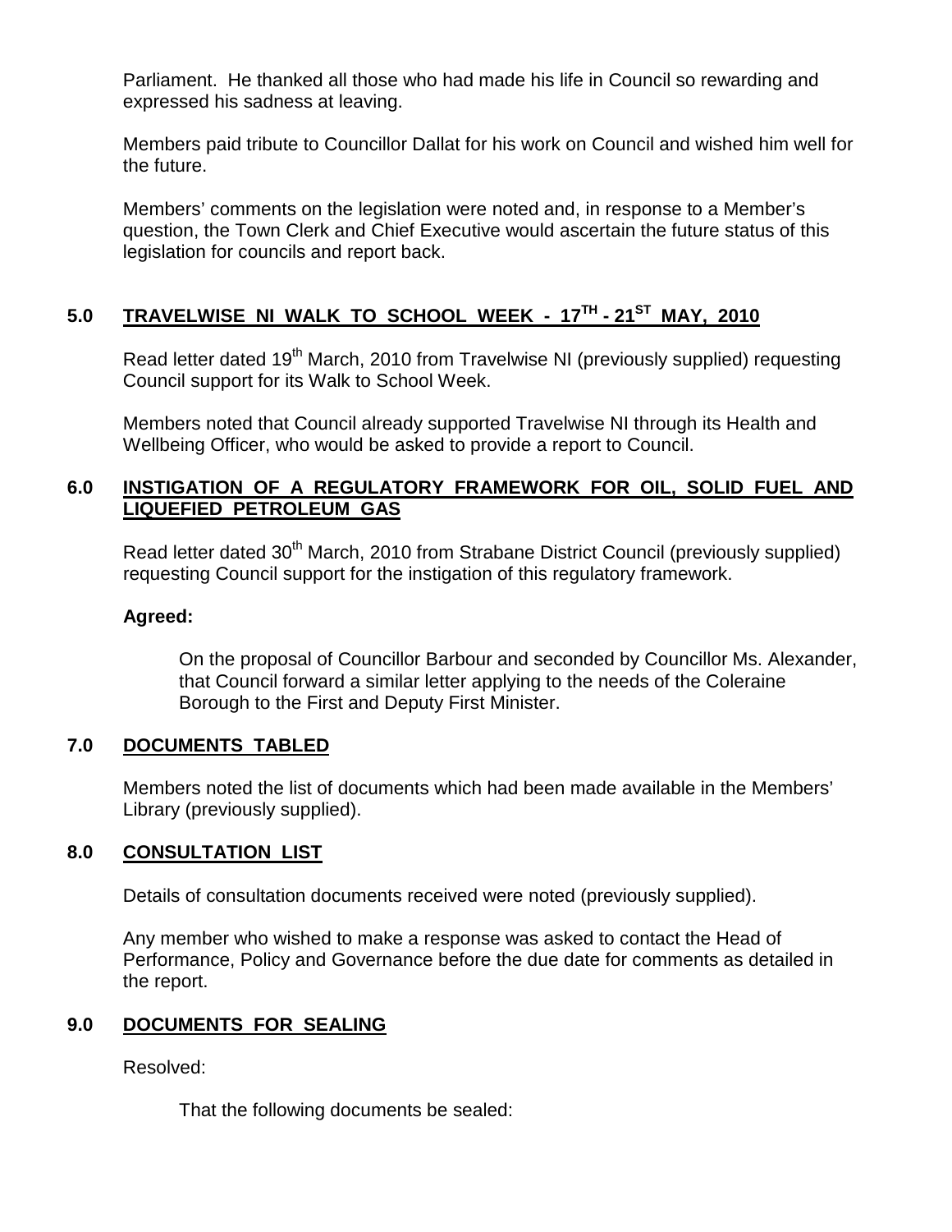Parliament. He thanked all those who had made his life in Council so rewarding and expressed his sadness at leaving.

Members paid tribute to Councillor Dallat for his work on Council and wished him well for the future.

Members' comments on the legislation were noted and, in response to a Member's question, the Town Clerk and Chief Executive would ascertain the future status of this legislation for councils and report back.

## 5.0 TRAVELWISE NI WALK TO SCHOOL WEEK - 17TH - 21ST MAY, 2010

Read letter dated 19th March, 2010 from Travelwise NI (previously supplied) requesting Council support for its Walk to School Week.

Members noted that Council already supported Travelwise NI through its Health and Wellbeing Officer, who would be asked to provide a report to Council.

## 6.0 INSTIGATION OF A REGULATORY FRAMEWORK FOR OIL, SOLID FUEL AND LIQUEFIED PETROLEUM GAS

Read letter dated 30th March, 2010 from Strabane District Council (previously supplied) requesting Council support for the instigation of this regulatory framework.

**Agreed:**

On the proposal of Councillor Barbour and seconded by Councillor Ms. Alexander, that Council forward a similar letter applying to the needs of the Coleraine Borough to the First and Deputy First Minister.

## 7.0 DOCUMENTS TABLED

Members noted the list of documents which had been made available in the Members' Library (previously supplied).

## 8.0 CONSULTATION LIST

Details of consultation documents received were noted (previously supplied).

Any member who wished to make a response was asked to contact the Head of Performance, Policy and Governance before the due date for comments as detailed in the report.

## 9.0 DOCUMENTS FOR SEALING

Resolved:

That the following documents be sealed: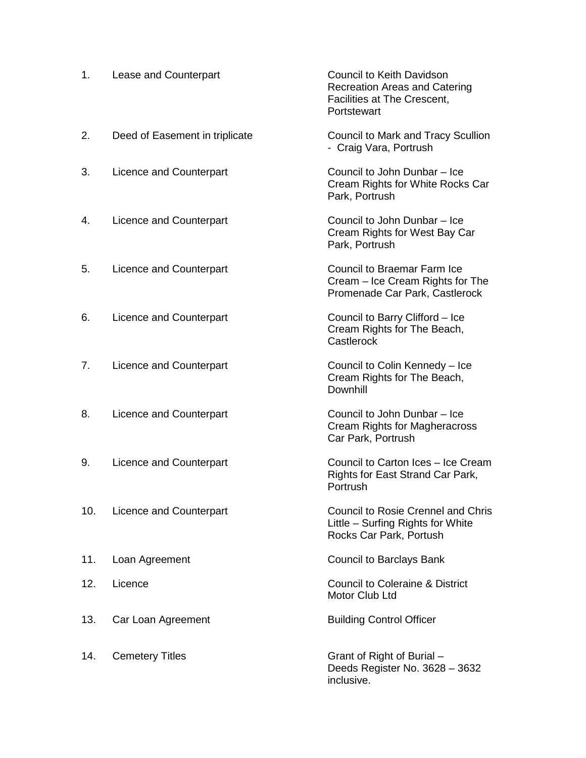| | | |
|---|---|---|
| 1. | Lease and Counterpart | Council to Keith Davidson Recreation Areas and Catering Facilities at The Crescent, Portstewart |
| 2. | Deed of Easement in triplicate | Council to Mark and Tracy Scullion - Craig Vara, Portrush |
| 3. | Licence and Counterpart | Council to John Dunbar – Ice Cream Rights for White Rocks Car Park, Portrush |
| 4. | Licence and Counterpart | Council to John Dunbar – Ice Cream Rights for West Bay Car Park, Portrush |
| 5. | Licence and Counterpart | Council to Braemar Farm Ice Cream – Ice Cream Rights for The Promenade Car Park, Castlerock |
| 6. | Licence and Counterpart | Council to Barry Clifford – Ice Cream Rights for The Beach, Castlerock |
| 7. | Licence and Counterpart | Council to Colin Kennedy – Ice Cream Rights for The Beach, Downhill |
| 8. | Licence and Counterpart | Council to John Dunbar – Ice Cream Rights for Magheracross Car Park, Portrush |
| 9. | Licence and Counterpart | Council to Carton Ices – Ice Cream Rights for East Strand Car Park, Portrush |
| 10. | Licence and Counterpart | Council to Rosie Crennel and Chris Little – Surfing Rights for White Rocks Car Park, Portush |
| 11. | Loan Agreement | Council to Barclays Bank |
| 12. | Licence | Council to Coleraine & District Motor Club Ltd |
| 13. | Car Loan Agreement | Building Control Officer |
| 14. | Cemetery Titles | Grant of Right of Burial – Deeds Register No. 3628 – 3632 inclusive. |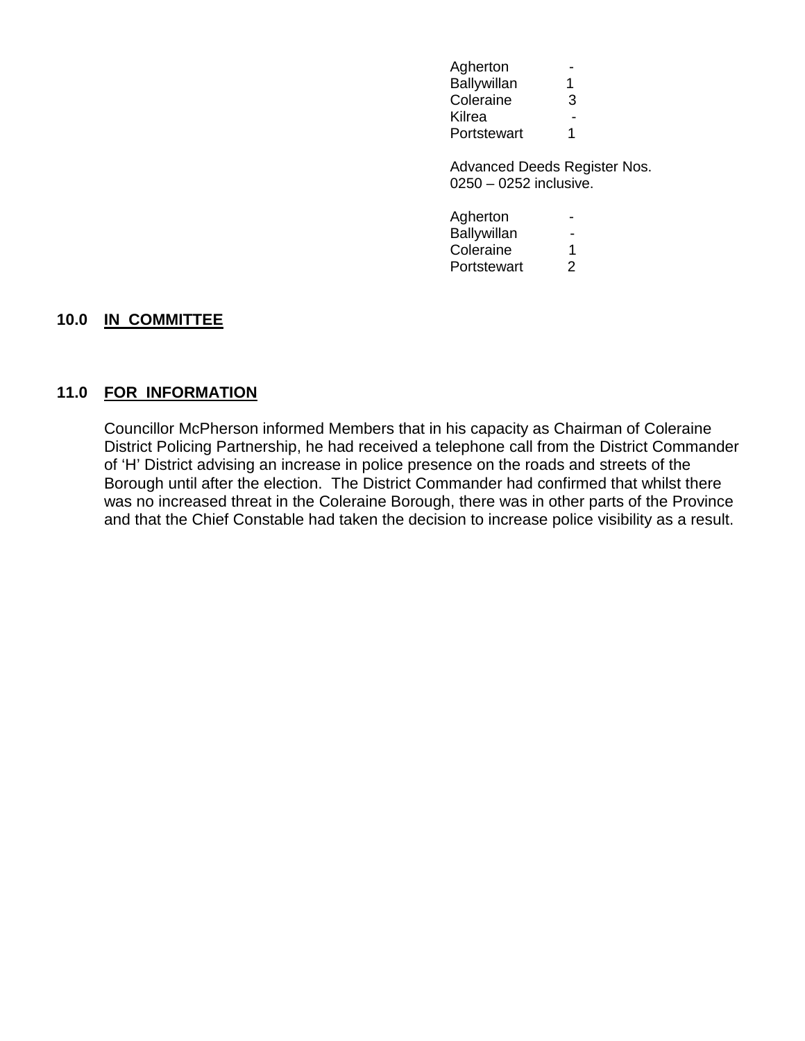| | |
|---|---|
| Agherton | - |
| Ballywillan | 1 |
| Coleraine | 3 |
| Kilrea | - |
| Portstewart | 1 |

Advanced Deeds Register Nos. 0250 – 0252 inclusive.

| | |
|---|---|
| Agherton | - |
| Ballywillan | - |
| Coleraine | 1 |
| Portstewart | 2 |

## 10.0 IN COMMITTEE

## 11.0 FOR INFORMATION

Councillor McPherson informed Members that in his capacity as Chairman of Coleraine District Policing Partnership, he had received a telephone call from the District Commander of 'H' District advising an increase in police presence on the roads and streets of the Borough until after the election. The District Commander had confirmed that whilst there was no increased threat in the Coleraine Borough, there was in other parts of the Province and that the Chief Constable had taken the decision to increase police visibility as a result.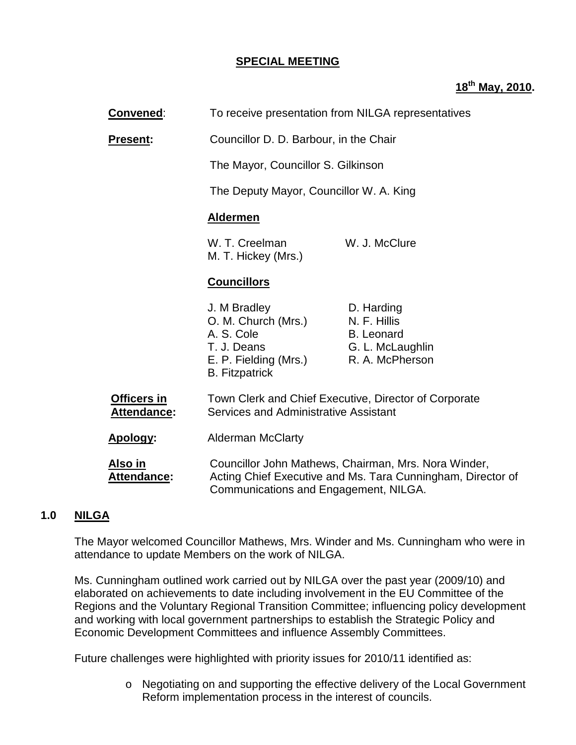**SPECIAL MEETING**

**18th May, 2010.**

**Convened**: To receive presentation from NILGA representatives

**Present:** Councillor D. D. Barbour, in the Chair

The Mayor, Councillor S. Gilkinson

The Deputy Mayor, Councillor W. A. King

**Aldermen**

W. T. Creelman
W. J. McClure
M. T. Hickey (Mrs.)

**Councillors**

J. M Bradley
O. M. Church (Mrs.)
A. S. Cole
T. J. Deans
E. P. Fielding (Mrs.)
B. Fitzpatrick
D. Harding
N. F. Hillis
B. Leonard
G. L. McLaughlin
R. A. McPherson

**Officers in Attendance:** Town Clerk and Chief Executive, Director of Corporate Services and Administrative Assistant

**Apology:** Alderman McClarty

**Also in Attendance:** Councillor John Mathews, Chairman, Mrs. Nora Winder, Acting Chief Executive and Ms. Tara Cunningham, Director of Communications and Engagement, NILGA.

## 1.0 NILGA

The Mayor welcomed Councillor Mathews, Mrs. Winder and Ms. Cunningham who were in attendance to update Members on the work of NILGA.

Ms. Cunningham outlined work carried out by NILGA over the past year (2009/10) and elaborated on achievements to date including involvement in the EU Committee of the Regions and the Voluntary Regional Transition Committee; influencing policy development and working with local government partnerships to establish the Strategic Policy and Economic Development Committees and influence Assembly Committees.

Future challenges were highlighted with priority issues for 2010/11 identified as:

- Negotiating on and supporting the effective delivery of the Local Government Reform implementation process in the interest of councils.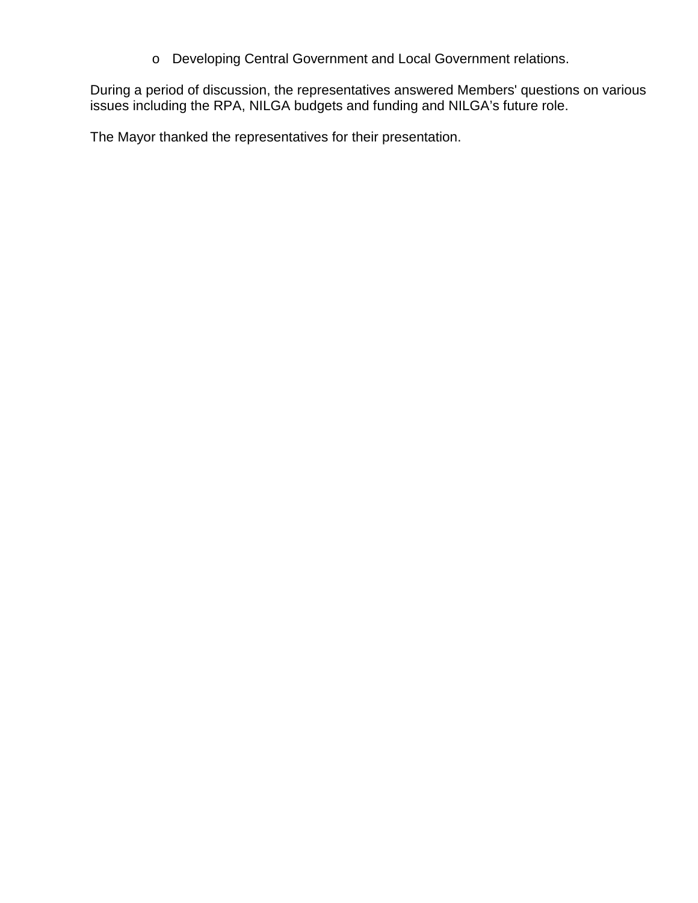- Developing Central Government and Local Government relations.

During a period of discussion, the representatives answered Members' questions on various issues including the RPA, NILGA budgets and funding and NILGA's future role.

The Mayor thanked the representatives for their presentation.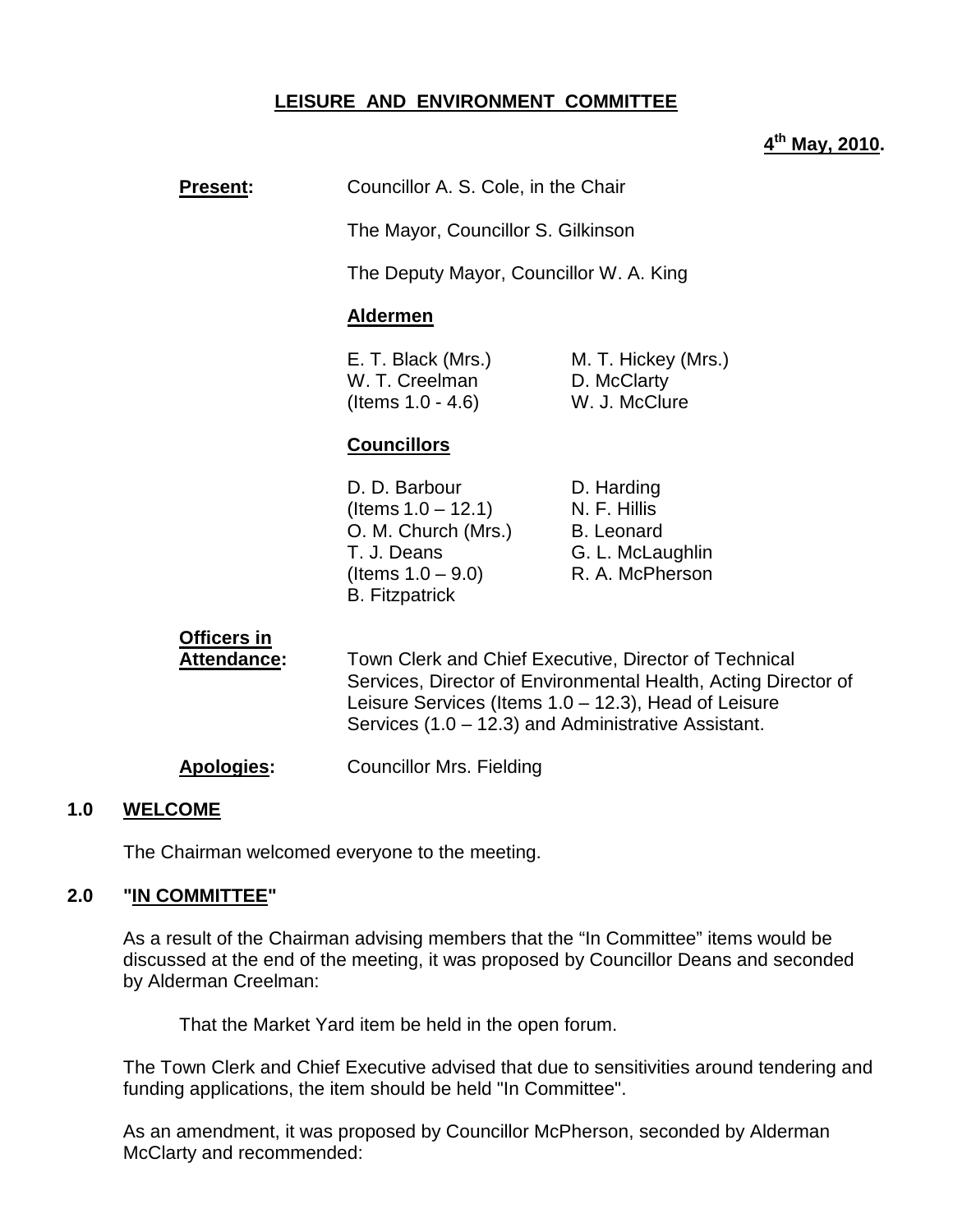## LEISURE AND ENVIRONMENT COMMITTEE

**4th May, 2010.**

**Present:** Councillor A. S. Cole, in the Chair

The Mayor, Councillor S. Gilkinson

The Deputy Mayor, Councillor W. A. King

**Aldermen**

E. T. Black (Mrs.)
W. T. Creelman (Items 1.0 - 4.6)
M. T. Hickey (Mrs.)
D. McClarty
W. J. McClure

**Councillors**

D. D. Barbour (Items 1.0 – 12.1)
O. M. Church (Mrs.)
T. J. Deans (Items 1.0 – 9.0)
B. Fitzpatrick
D. Harding
N. F. Hillis
B. Leonard
G. L. McLaughlin
R. A. McPherson

**Officers in Attendance:** Town Clerk and Chief Executive, Director of Technical Services, Director of Environmental Health, Acting Director of Leisure Services (Items 1.0 – 12.3), Head of Leisure Services (1.0 – 12.3) and Administrative Assistant.

**Apologies:** Councillor Mrs. Fielding

### 1.0 WELCOME

The Chairman welcomed everyone to the meeting.

### 2.0 "IN COMMITTEE"

As a result of the Chairman advising members that the "In Committee" items would be discussed at the end of the meeting, it was proposed by Councillor Deans and seconded by Alderman Creelman:

That the Market Yard item be held in the open forum.

The Town Clerk and Chief Executive advised that due to sensitivities around tendering and funding applications, the item should be held "In Committee".

As an amendment, it was proposed by Councillor McPherson, seconded by Alderman McClarty and recommended: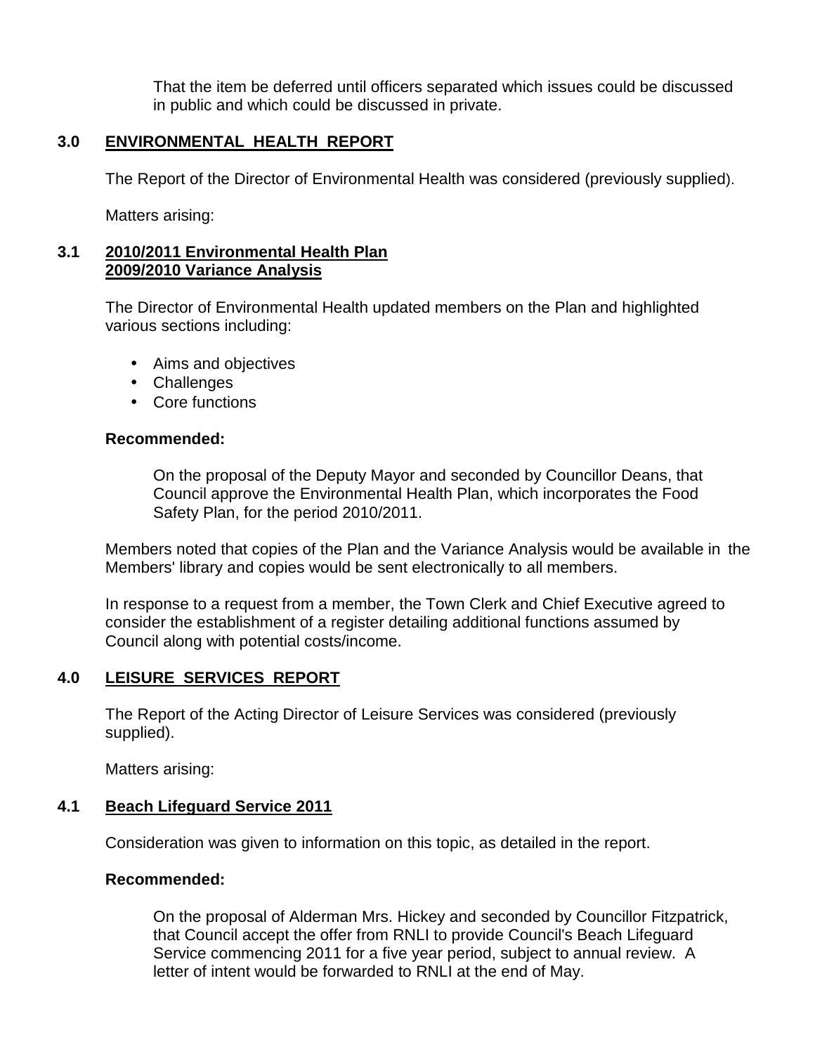That the item be deferred until officers separated which issues could be discussed in public and which could be discussed in private.

## 3.0 ENVIRONMENTAL HEALTH REPORT

The Report of the Director of Environmental Health was considered (previously supplied).

Matters arising:

### 3.1 2010/2011 Environmental Health Plan 2009/2010 Variance Analysis

The Director of Environmental Health updated members on the Plan and highlighted various sections including:

- Aims and objectives
- Challenges
- Core functions

**Recommended:**

On the proposal of the Deputy Mayor and seconded by Councillor Deans, that Council approve the Environmental Health Plan, which incorporates the Food Safety Plan, for the period 2010/2011.

Members noted that copies of the Plan and the Variance Analysis would be available in the Members' library and copies would be sent electronically to all members.

In response to a request from a member, the Town Clerk and Chief Executive agreed to consider the establishment of a register detailing additional functions assumed by Council along with potential costs/income.

## 4.0 LEISURE SERVICES REPORT

The Report of the Acting Director of Leisure Services was considered (previously supplied).

Matters arising:

### 4.1 Beach Lifeguard Service 2011

Consideration was given to information on this topic, as detailed in the report.

**Recommended:**

On the proposal of Alderman Mrs. Hickey and seconded by Councillor Fitzpatrick, that Council accept the offer from RNLI to provide Council's Beach Lifeguard Service commencing 2011 for a five year period, subject to annual review. A letter of intent would be forwarded to RNLI at the end of May.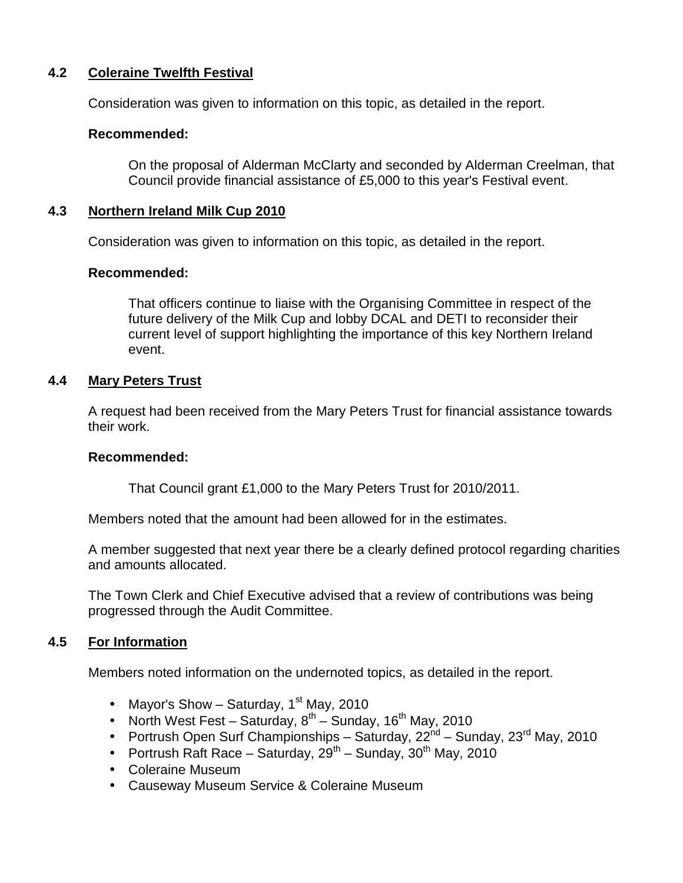### 4.2 Coleraine Twelfth Festival

Consideration was given to information on this topic, as detailed in the report.

**Recommended:**

On the proposal of Alderman McClarty and seconded by Alderman Creelman, that Council provide financial assistance of £5,000 to this year's Festival event.

### 4.3 Northern Ireland Milk Cup 2010

Consideration was given to information on this topic, as detailed in the report.

**Recommended:**

That officers continue to liaise with the Organising Committee in respect of the future delivery of the Milk Cup and lobby DCAL and DETI to reconsider their current level of support highlighting the importance of this key Northern Ireland event.

### 4.4 Mary Peters Trust

A request had been received from the Mary Peters Trust for financial assistance towards their work.

**Recommended:**

That Council grant £1,000 to the Mary Peters Trust for 2010/2011.

Members noted that the amount had been allowed for in the estimates.

A member suggested that next year there be a clearly defined protocol regarding charities and amounts allocated.

The Town Clerk and Chief Executive advised that a review of contributions was being progressed through the Audit Committee.

### 4.5 For Information

Members noted information on the undernoted topics, as detailed in the report.

- Mayor's Show – Saturday, 1st May, 2010
- North West Fest – Saturday, 8th – Sunday, 16th May, 2010
- Portrush Open Surf Championships – Saturday, 22nd – Sunday, 23rd May, 2010
- Portrush Raft Race – Saturday, 29th – Sunday, 30th May, 2010
- Coleraine Museum
- Causeway Museum Service & Coleraine Museum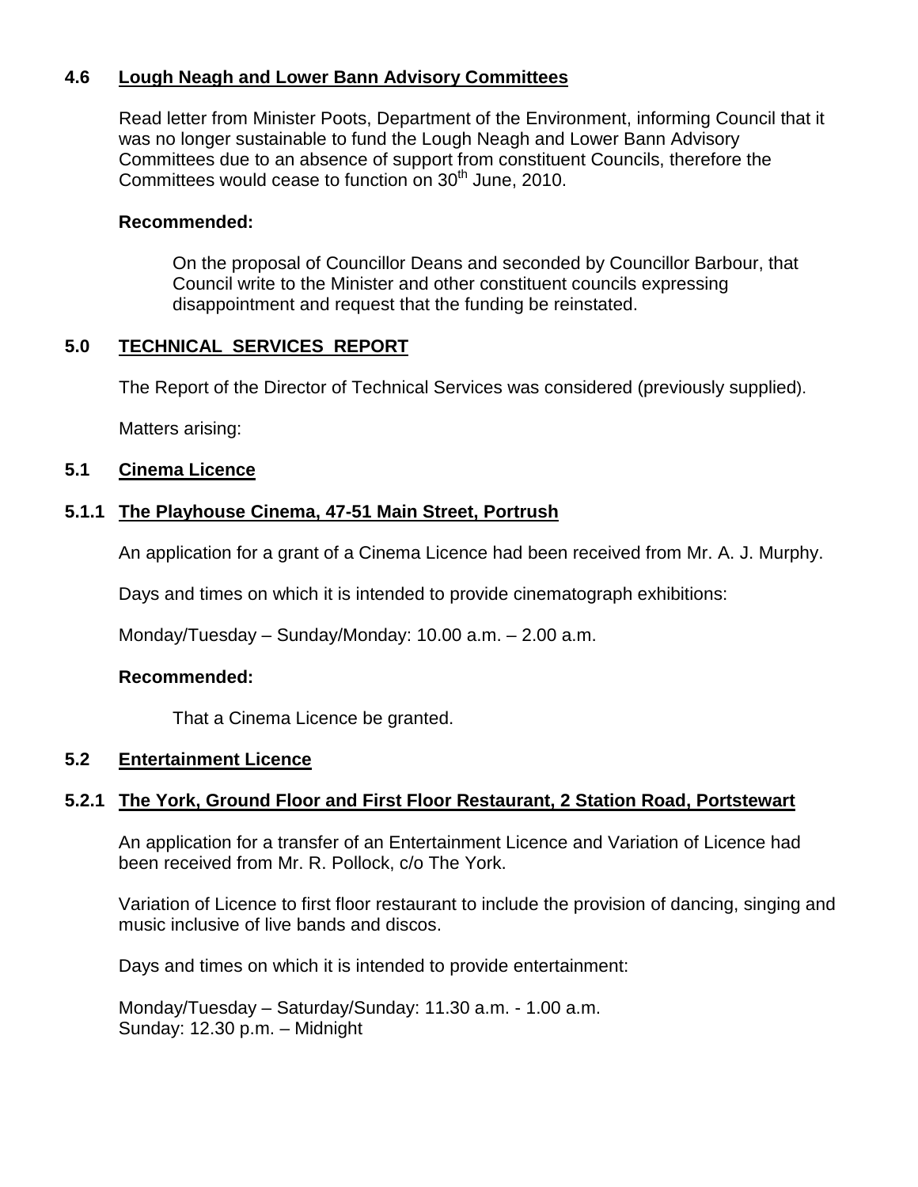### 4.6 Lough Neagh and Lower Bann Advisory Committees

Read letter from Minister Poots, Department of the Environment, informing Council that it was no longer sustainable to fund the Lough Neagh and Lower Bann Advisory Committees due to an absence of support from constituent Councils, therefore the Committees would cease to function on 30th June, 2010.

**Recommended:**

On the proposal of Councillor Deans and seconded by Councillor Barbour, that Council write to the Minister and other constituent councils expressing disappointment and request that the funding be reinstated.

## 5.0 TECHNICAL SERVICES REPORT

The Report of the Director of Technical Services was considered (previously supplied).

Matters arising:

### 5.1 Cinema Licence

#### 5.1.1 The Playhouse Cinema, 47-51 Main Street, Portrush

An application for a grant of a Cinema Licence had been received from Mr. A. J. Murphy.

Days and times on which it is intended to provide cinematograph exhibitions:

Monday/Tuesday – Sunday/Monday: 10.00 a.m. – 2.00 a.m.

**Recommended:**

That a Cinema Licence be granted.

### 5.2 Entertainment Licence

#### 5.2.1 The York, Ground Floor and First Floor Restaurant, 2 Station Road, Portstewart

An application for a transfer of an Entertainment Licence and Variation of Licence had been received from Mr. R. Pollock, c/o The York.

Variation of Licence to first floor restaurant to include the provision of dancing, singing and music inclusive of live bands and discos.

Days and times on which it is intended to provide entertainment:

Monday/Tuesday – Saturday/Sunday: 11.30 a.m. - 1.00 a.m.
Sunday: 12.30 p.m. – Midnight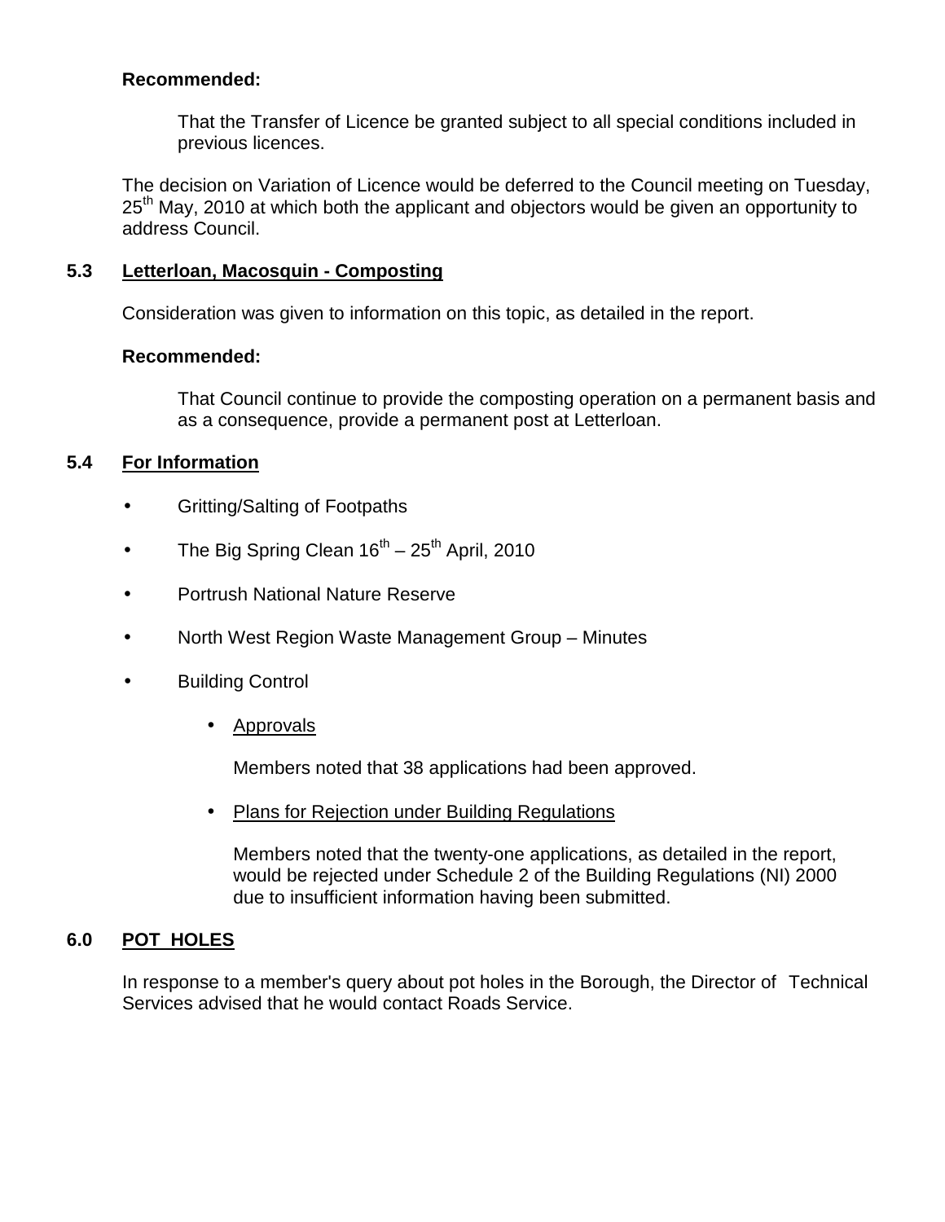**Recommended:**

That the Transfer of Licence be granted subject to all special conditions included in previous licences.

The decision on Variation of Licence would be deferred to the Council meeting on Tuesday, 25th May, 2010 at which both the applicant and objectors would be given an opportunity to address Council.

### 5.3 Letterloan, Macosquin - Composting

Consideration was given to information on this topic, as detailed in the report.

**Recommended:**

That Council continue to provide the composting operation on a permanent basis and as a consequence, provide a permanent post at Letterloan.

### 5.4 For Information

- Gritting/Salting of Footpaths
- The Big Spring Clean 16th – 25th April, 2010
- Portrush National Nature Reserve
- North West Region Waste Management Group – Minutes
- Building Control
    - Approvals

      Members noted that 38 applications had been approved.

    - Plans for Rejection under Building Regulations

      Members noted that the twenty-one applications, as detailed in the report, would be rejected under Schedule 2 of the Building Regulations (NI) 2000 due to insufficient information having been submitted.

## 6.0 POT HOLES

In response to a member's query about pot holes in the Borough, the Director of Technical Services advised that he would contact Roads Service.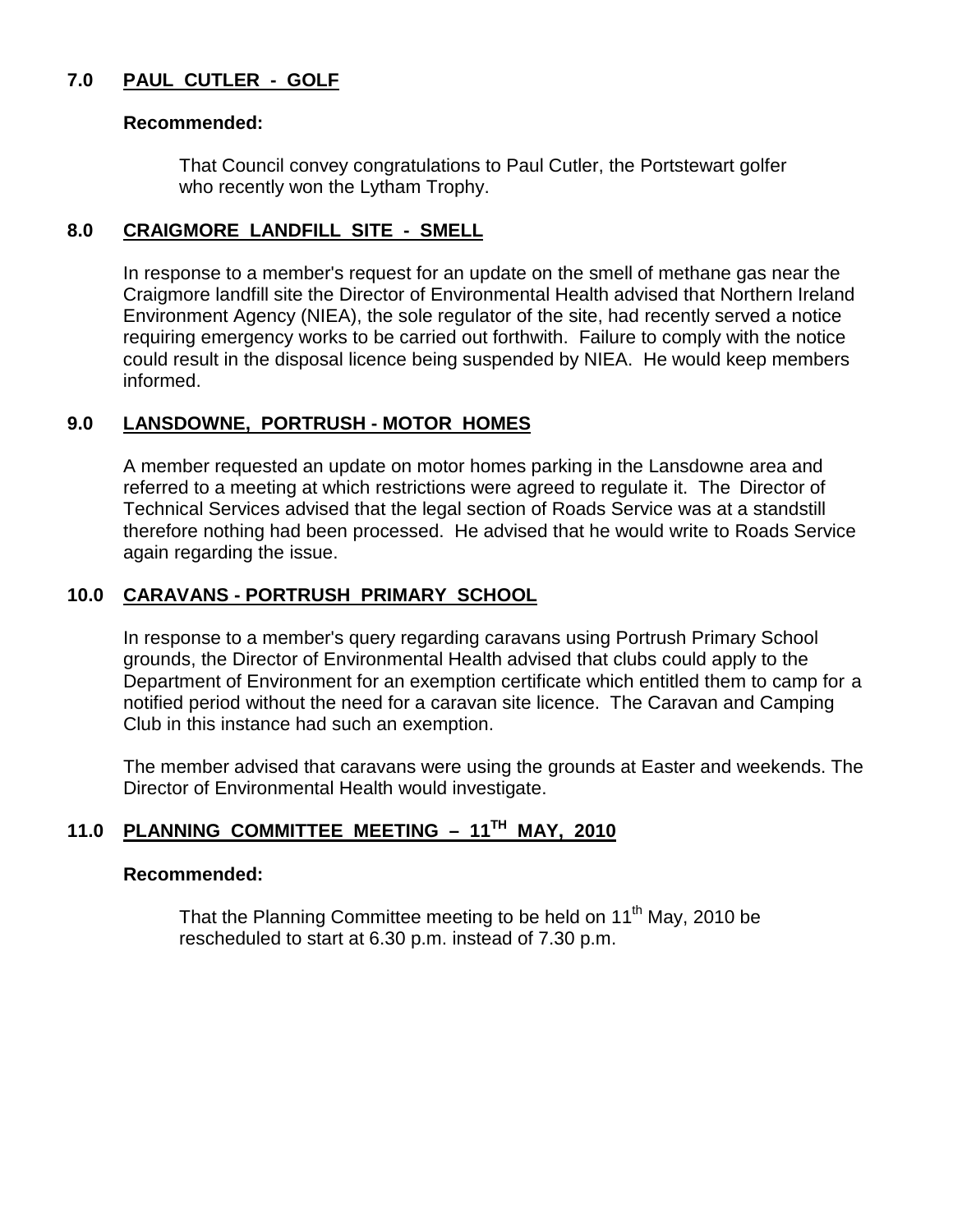## 7.0 PAUL CUTLER - GOLF

**Recommended:**

That Council convey congratulations to Paul Cutler, the Portstewart golfer who recently won the Lytham Trophy.

## 8.0 CRAIGMORE LANDFILL SITE - SMELL

In response to a member's request for an update on the smell of methane gas near the Craigmore landfill site the Director of Environmental Health advised that Northern Ireland Environment Agency (NIEA), the sole regulator of the site, had recently served a notice requiring emergency works to be carried out forthwith. Failure to comply with the notice could result in the disposal licence being suspended by NIEA. He would keep members informed.

## 9.0 LANSDOWNE, PORTRUSH - MOTOR HOMES

A member requested an update on motor homes parking in the Lansdowne area and referred to a meeting at which restrictions were agreed to regulate it. The Director of Technical Services advised that the legal section of Roads Service was at a standstill therefore nothing had been processed. He advised that he would write to Roads Service again regarding the issue.

## 10.0 CARAVANS - PORTRUSH PRIMARY SCHOOL

In response to a member's query regarding caravans using Portrush Primary School grounds, the Director of Environmental Health advised that clubs could apply to the Department of Environment for an exemption certificate which entitled them to camp for a notified period without the need for a caravan site licence. The Caravan and Camping Club in this instance had such an exemption.

The member advised that caravans were using the grounds at Easter and weekends. The Director of Environmental Health would investigate.

## 11.0 PLANNING COMMITTEE MEETING – 11TH MAY, 2010

**Recommended:**

That the Planning Committee meeting to be held on 11th May, 2010 be rescheduled to start at 6.30 p.m. instead of 7.30 p.m.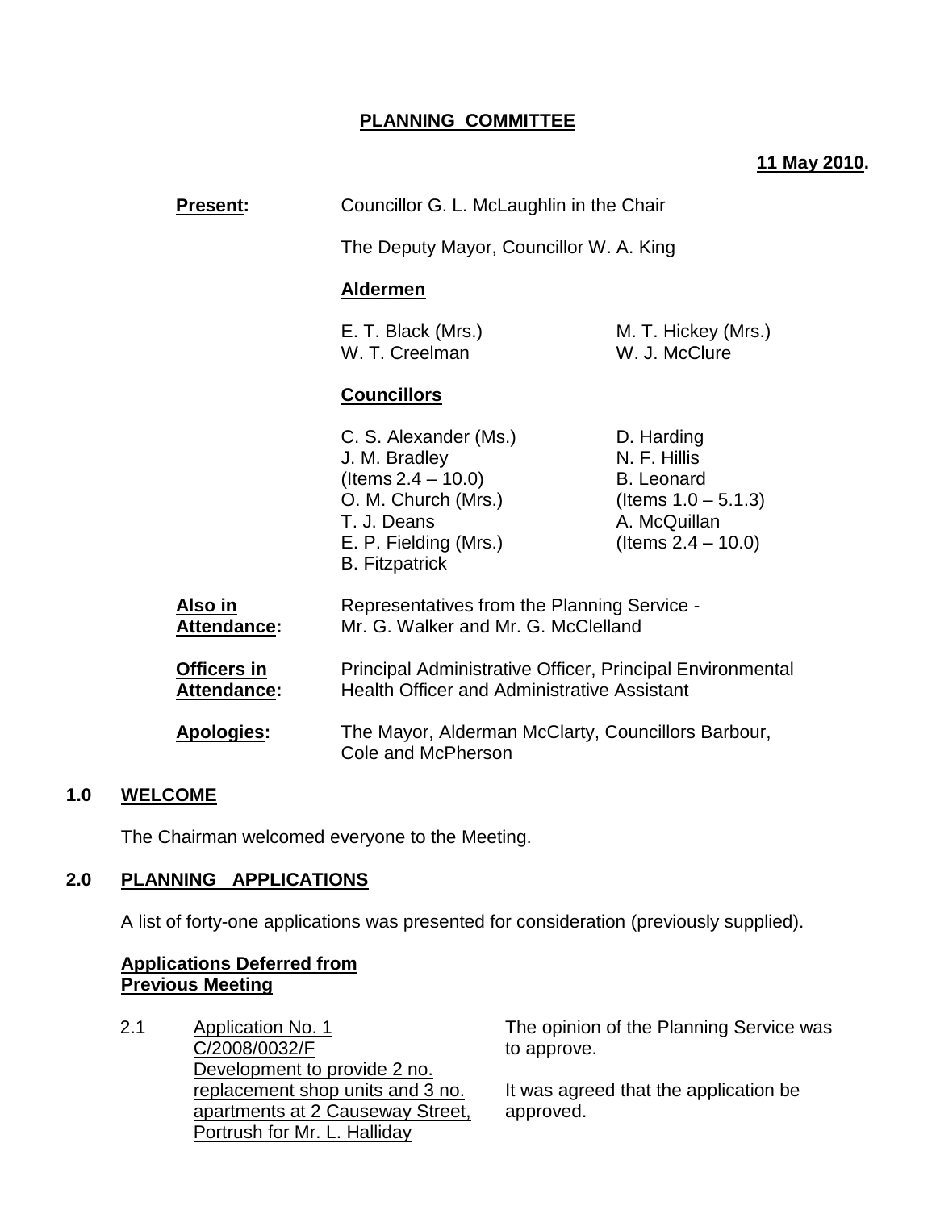**PLANNING COMMITTEE**

**11 May 2010.**

**Present:** Councillor G. L. McLaughlin in the Chair

The Deputy Mayor, Councillor W. A. King

**Aldermen**

E. T. Black (Mrs.)
M. T. Hickey (Mrs.)
W. T. Creelman
W. J. McClure

**Councillors**

C. S. Alexander (Ms.)
J. M. Bradley (Items 2.4 – 10.0)
O. M. Church (Mrs.)
T. J. Deans
E. P. Fielding (Mrs.)
B. Fitzpatrick
D. Harding
N. F. Hillis
B. Leonard (Items 1.0 – 5.1.3)
A. McQuillan (Items 2.4 – 10.0)

**Also in Attendance:** Representatives from the Planning Service - Mr. G. Walker and Mr. G. McClelland

**Officers in Attendance:** Principal Administrative Officer, Principal Environmental Health Officer and Administrative Assistant

**Apologies:** The Mayor, Alderman McClarty, Councillors Barbour, Cole and McPherson

## 1.0 WELCOME

The Chairman welcomed everyone to the Meeting.

## 2.0 PLANNING APPLICATIONS

A list of forty-one applications was presented for consideration (previously supplied).

**Applications Deferred from Previous Meeting**

2.1 Application No. 1
C/2008/0032/F
Development to provide 2 no. replacement shop units and 3 no. apartments at 2 Causeway Street, Portrush for Mr. L. Halliday

The opinion of the Planning Service was to approve.

It was agreed that the application be approved.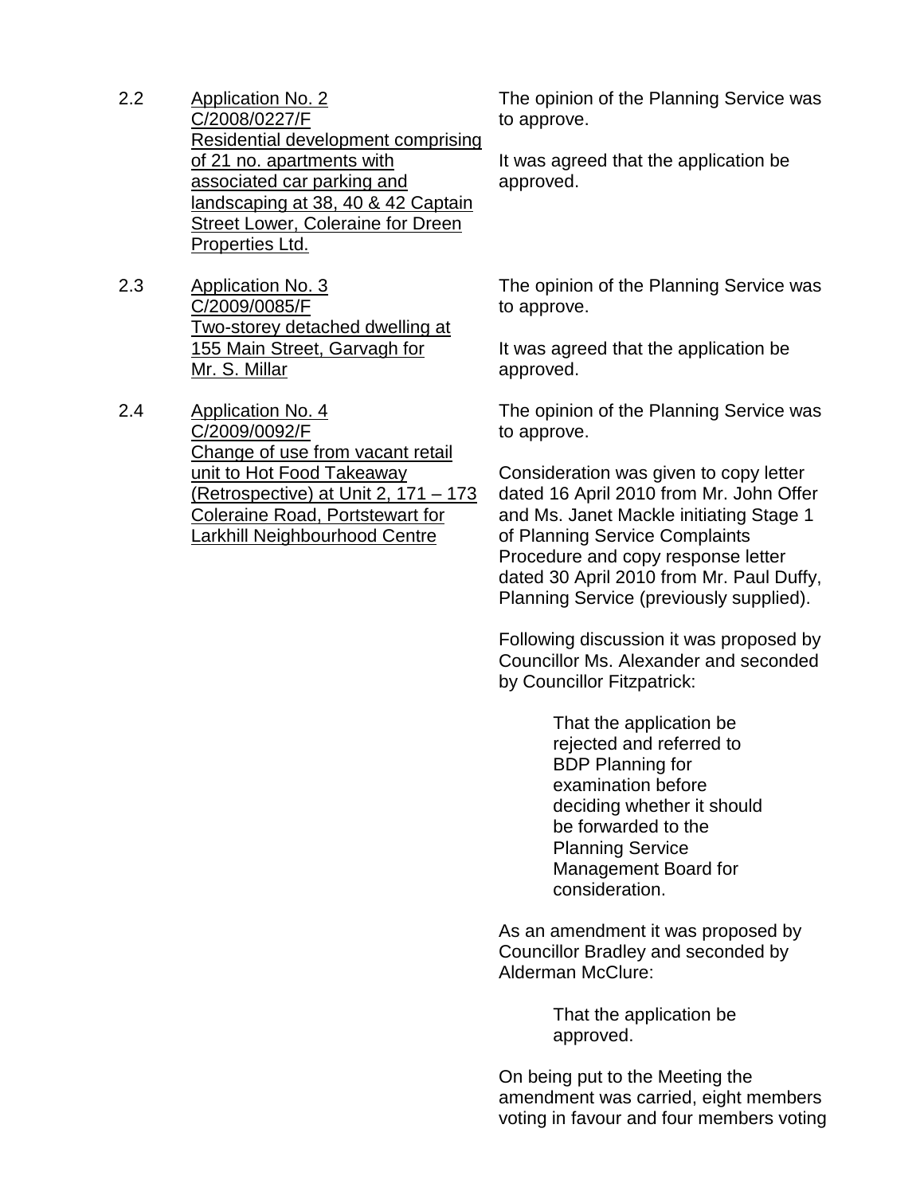2.2 <u>Application No. 2<br>C/2008/0227/F<br>Residential development comprising of 21 no. apartments with associated car parking and landscaping at 38, 40 & 42 Captain Street Lower, Coleraine for Dreen Properties Ltd.</u>

The opinion of the Planning Service was to approve.

It was agreed that the application be approved.

2.3 <u>Application No. 3<br>C/2009/0085/F<br>Two-storey detached dwelling at 155 Main Street, Garvagh for Mr. S. Millar</u>

The opinion of the Planning Service was to approve.

It was agreed that the application be approved.

2.4 <u>Application No. 4<br>C/2009/0092/F<br>Change of use from vacant retail unit to Hot Food Takeaway (Retrospective) at Unit 2, 171 – 173 Coleraine Road, Portstewart for Larkhill Neighbourhood Centre</u>

The opinion of the Planning Service was to approve.

Consideration was given to copy letter dated 16 April 2010 from Mr. John Offer and Ms. Janet Mackle initiating Stage 1 of Planning Service Complaints Procedure and copy response letter dated 30 April 2010 from Mr. Paul Duffy, Planning Service (previously supplied).

Following discussion it was proposed by Councillor Ms. Alexander and seconded by Councillor Fitzpatrick:

> That the application be rejected and referred to BDP Planning for examination before deciding whether it should be forwarded to the Planning Service Management Board for consideration.

As an amendment it was proposed by Councillor Bradley and seconded by Alderman McClure:

> That the application be approved.

On being put to the Meeting the amendment was carried, eight members voting in favour and four members voting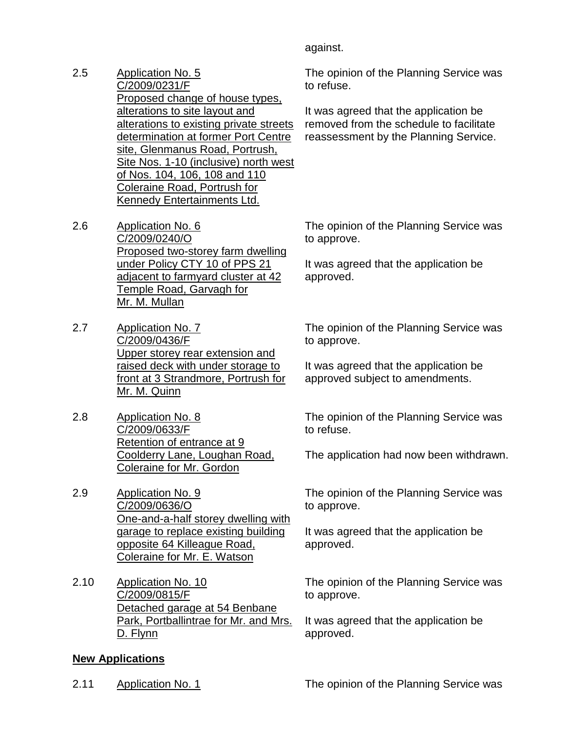against.

2.5 <u>Application No. 5</u>
<u>C/2009/0231/F</u>
<u>Proposed change of house types, alterations to site layout and alterations to existing private streets determination at former Port Centre site, Glenmanus Road, Portrush, Site Nos. 1-10 (inclusive) north west of Nos. 104, 106, 108 and 110 Coleraine Road, Portrush for Kennedy Entertainments Ltd.</u>

The opinion of the Planning Service was to refuse.

It was agreed that the application be removed from the schedule to facilitate reassessment by the Planning Service.

2.6 <u>Application No. 6</u>
<u>C/2009/0240/O</u>
<u>Proposed two-storey farm dwelling under Policy CTY 10 of PPS 21 adjacent to farmyard cluster at 42 Temple Road, Garvagh for Mr. M. Mullan</u>

The opinion of the Planning Service was to approve.

It was agreed that the application be approved.

2.7 <u>Application No. 7</u>
<u>C/2009/0436/F</u>
<u>Upper storey rear extension and raised deck with under storage to front at 3 Strandmore, Portrush for Mr. M. Quinn</u>

The opinion of the Planning Service was to approve.

It was agreed that the application be approved subject to amendments.

2.8 <u>Application No. 8</u>
<u>C/2009/0633/F</u>
<u>Retention of entrance at 9 Coolderry Lane, Loughan Road, Coleraine for Mr. Gordon</u>

The opinion of the Planning Service was to refuse.

The application had now been withdrawn.

2.9 <u>Application No. 9</u>
<u>C/2009/0636/O</u>
<u>One-and-a-half storey dwelling with garage to replace existing building opposite 64 Killeague Road, Coleraine for Mr. E. Watson</u>

The opinion of the Planning Service was to approve.

It was agreed that the application be approved.

2.10 <u>Application No. 10</u>
<u>C/2009/0815/F</u>
<u>Detached garage at 54 Benbane Park, Portballintrae for Mr. and Mrs. D. Flynn</u>

The opinion of the Planning Service was to approve.

It was agreed that the application be approved.

**<u>New Applications</u>**

2.11 <u>Application No. 1</u>

The opinion of the Planning Service was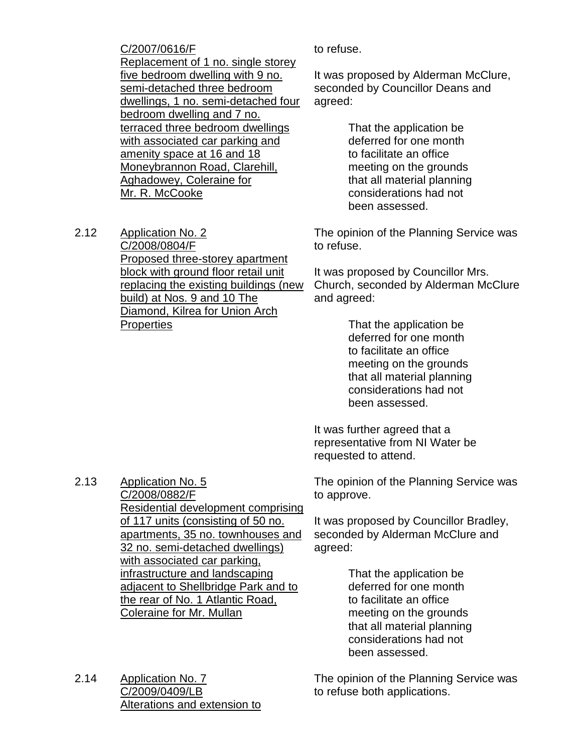C/2007/0616/F
Replacement of 1 no. single storey five bedroom dwelling with 9 no. semi-detached three bedroom dwellings, 1 no. semi-detached four bedroom dwelling and 7 no. terraced three bedroom dwellings with associated car parking and amenity space at 16 and 18 Moneybrannon Road, Clarehill, Aghadowey, Coleraine for Mr. R. McCooke

to refuse.

It was proposed by Alderman McClure, seconded by Councillor Deans and agreed:

> That the application be deferred for one month to facilitate an office meeting on the grounds that all material planning considerations had not been assessed.

2.12 Application No. 2
C/2008/0804/F
Proposed three-storey apartment block with ground floor retail unit replacing the existing buildings (new build) at Nos. 9 and 10 The Diamond, Kilrea for Union Arch Properties

The opinion of the Planning Service was to refuse.

It was proposed by Councillor Mrs. Church, seconded by Alderman McClure and agreed:

> That the application be deferred for one month to facilitate an office meeting on the grounds that all material planning considerations had not been assessed.

It was further agreed that a representative from NI Water be requested to attend.

2.13 Application No. 5
C/2008/0882/F
Residential development comprising of 117 units (consisting of 50 no. apartments, 35 no. townhouses and 32 no. semi-detached dwellings) with associated car parking, infrastructure and landscaping adjacent to Shellbridge Park and to the rear of No. 1 Atlantic Road, Coleraine for Mr. Mullan

The opinion of the Planning Service was to approve.

It was proposed by Councillor Bradley, seconded by Alderman McClure and agreed:

> That the application be deferred for one month to facilitate an office meeting on the grounds that all material planning considerations had not been assessed.

2.14 Application No. 7
C/2009/0409/LB
Alterations and extension to

The opinion of the Planning Service was to refuse both applications.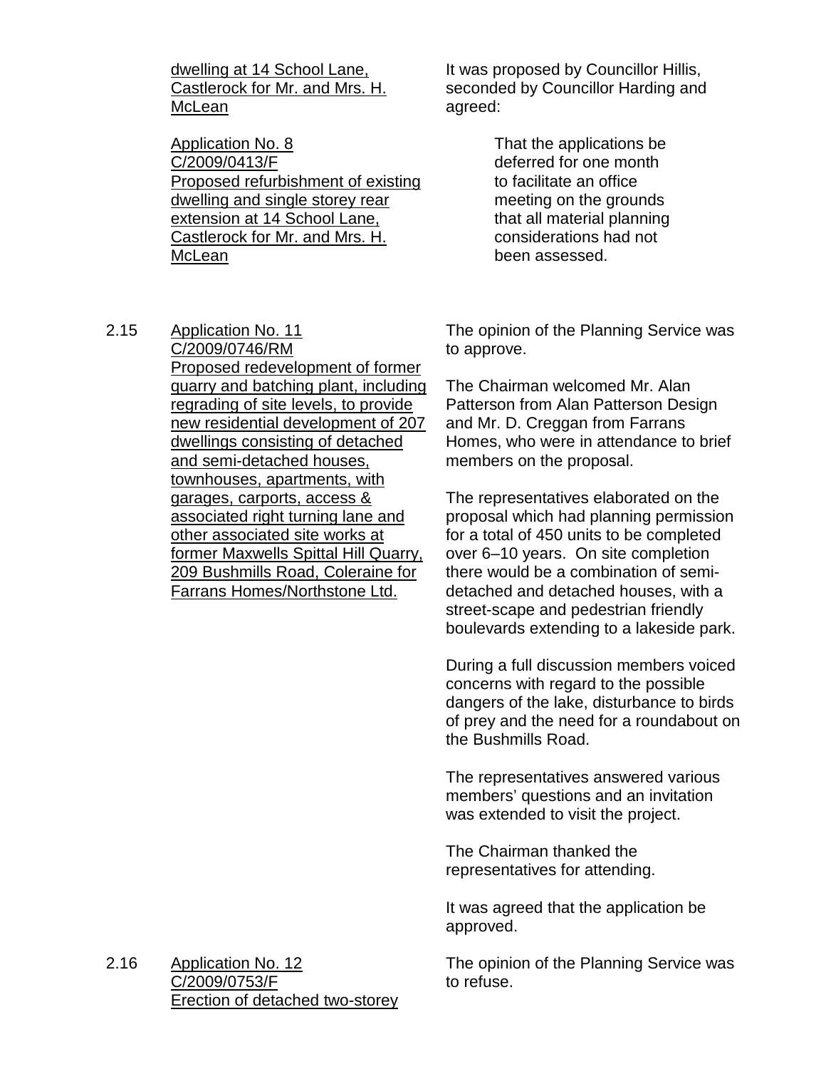dwelling at 14 School Lane, Castlerock for Mr. and Mrs. H. McLean

Application No. 8
C/2009/0413/F
Proposed refurbishment of existing dwelling and single storey rear extension at 14 School Lane, Castlerock for Mr. and Mrs. H. McLean

It was proposed by Councillor Hillis, seconded by Councillor Harding and agreed:

> That the applications be deferred for one month to facilitate an office meeting on the grounds that all material planning considerations had not been assessed.

2.15 Application No. 11
C/2009/0746/RM
Proposed redevelopment of former quarry and batching plant, including regrading of site levels, to provide new residential development of 207 dwellings consisting of detached and semi-detached houses, townhouses, apartments, with garages, carports, access & associated right turning lane and other associated site works at former Maxwells Spittal Hill Quarry, 209 Bushmills Road, Coleraine for Farrans Homes/Northstone Ltd.

The opinion of the Planning Service was to approve.

The Chairman welcomed Mr. Alan Patterson from Alan Patterson Design and Mr. D. Creggan from Farrans Homes, who were in attendance to brief members on the proposal.

The representatives elaborated on the proposal which had planning permission for a total of 450 units to be completed over 6–10 years. On site completion there would be a combination of semi-detached and detached houses, with a street-scape and pedestrian friendly boulevards extending to a lakeside park.

During a full discussion members voiced concerns with regard to the possible dangers of the lake, disturbance to birds of prey and the need for a roundabout on the Bushmills Road.

The representatives answered various members' questions and an invitation was extended to visit the project.

The Chairman thanked the representatives for attending.

It was agreed that the application be approved.

2.16 Application No. 12
C/2009/0753/F
Erection of detached two-storey

The opinion of the Planning Service was to refuse.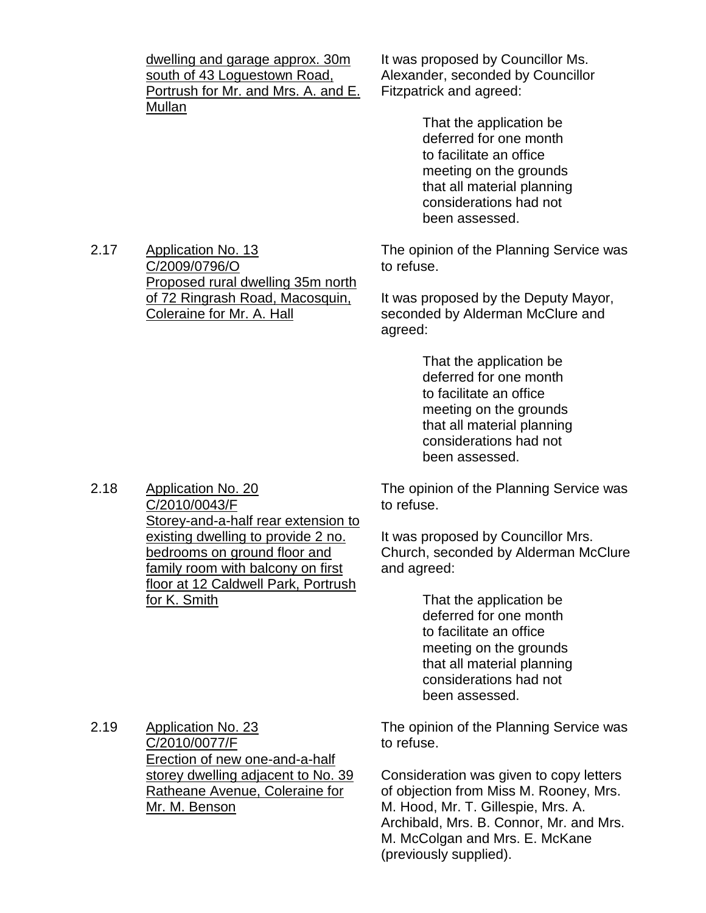dwelling and garage approx. 30m south of 43 Loguestown Road, Portrush for Mr. and Mrs. A. and E. Mullan

It was proposed by Councillor Ms. Alexander, seconded by Councillor Fitzpatrick and agreed:

> That the application be deferred for one month to facilitate an office meeting on the grounds that all material planning considerations had not been assessed.

2.17 Application No. 13 C/2009/0796/O Proposed rural dwelling 35m north of 72 Ringrash Road, Macosquin, Coleraine for Mr. A. Hall

The opinion of the Planning Service was to refuse.

It was proposed by the Deputy Mayor, seconded by Alderman McClure and agreed:

> That the application be deferred for one month to facilitate an office meeting on the grounds that all material planning considerations had not been assessed.

2.18 Application No. 20 C/2010/0043/F Storey-and-a-half rear extension to existing dwelling to provide 2 no. bedrooms on ground floor and family room with balcony on first floor at 12 Caldwell Park, Portrush for K. Smith

The opinion of the Planning Service was to refuse.

It was proposed by Councillor Mrs. Church, seconded by Alderman McClure and agreed:

> That the application be deferred for one month to facilitate an office meeting on the grounds that all material planning considerations had not been assessed.

2.19 Application No. 23 C/2010/0077/F Erection of new one-and-a-half storey dwelling adjacent to No. 39 Ratheane Avenue, Coleraine for Mr. M. Benson

The opinion of the Planning Service was to refuse.

Consideration was given to copy letters of objection from Miss M. Rooney, Mrs. M. Hood, Mr. T. Gillespie, Mrs. A. Archibald, Mrs. B. Connor, Mr. and Mrs. M. McColgan and Mrs. E. McKane (previously supplied).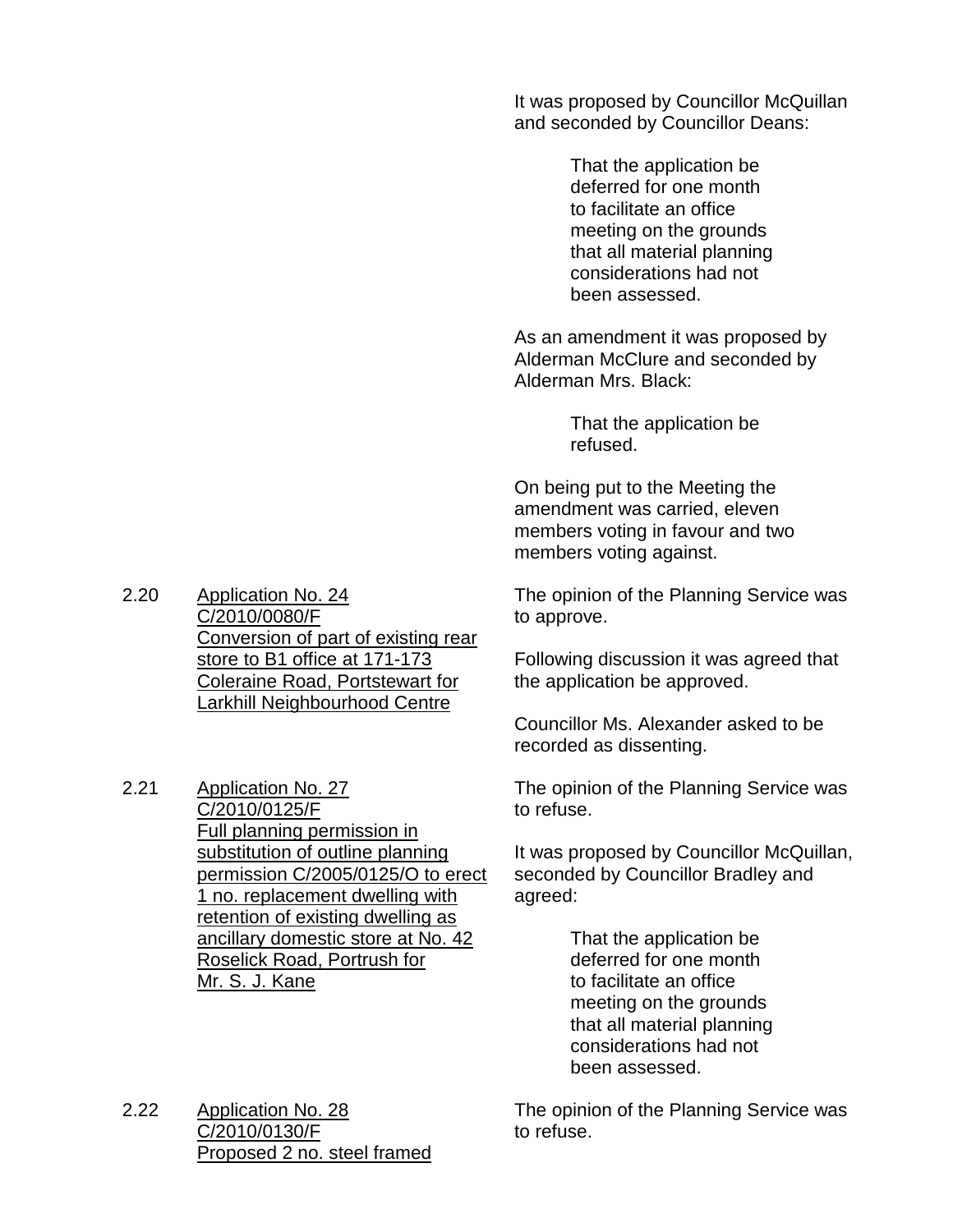It was proposed by Councillor McQuillan and seconded by Councillor Deans:

> That the application be deferred for one month to facilitate an office meeting on the grounds that all material planning considerations had not been assessed.

As an amendment it was proposed by Alderman McClure and seconded by Alderman Mrs. Black:

> That the application be refused.

On being put to the Meeting the amendment was carried, eleven members voting in favour and two members voting against.

2.20 Application No. 24
C/2010/0080/F
Conversion of part of existing rear store to B1 office at 171-173 Coleraine Road, Portstewart for Larkhill Neighbourhood Centre

The opinion of the Planning Service was to approve.

Following discussion it was agreed that the application be approved.

Councillor Ms. Alexander asked to be recorded as dissenting.

2.21 Application No. 27
C/2010/0125/F
Full planning permission in substitution of outline planning permission C/2005/0125/O to erect 1 no. replacement dwelling with retention of existing dwelling as ancillary domestic store at No. 42 Roselick Road, Portrush for Mr. S. J. Kane

The opinion of the Planning Service was to refuse.

It was proposed by Councillor McQuillan, seconded by Councillor Bradley and agreed:

> That the application be deferred for one month to facilitate an office meeting on the grounds that all material planning considerations had not been assessed.

2.22 Application No. 28
C/2010/0130/F
Proposed 2 no. steel framed

The opinion of the Planning Service was to refuse.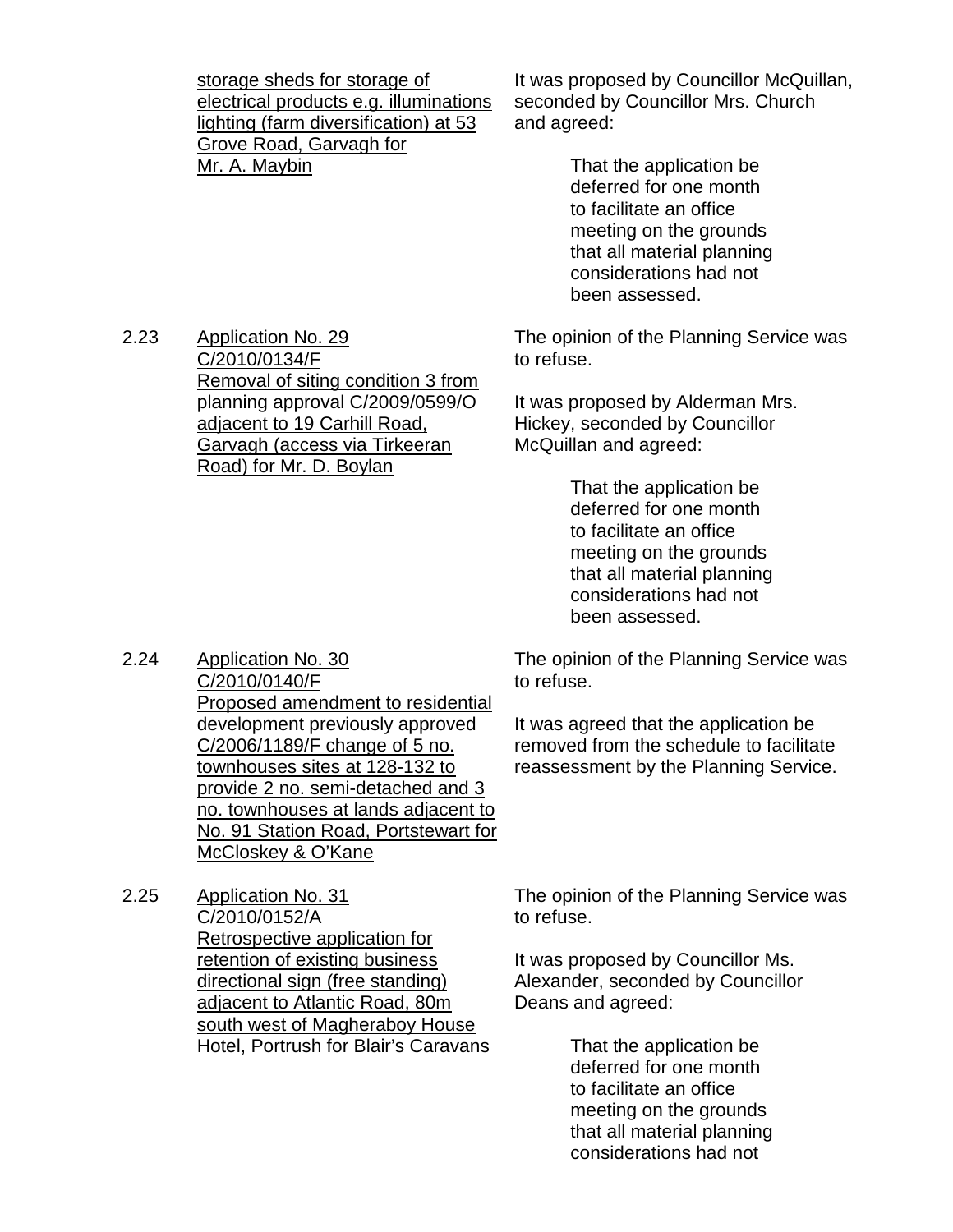storage sheds for storage of electrical products e.g. illuminations lighting (farm diversification) at 53 Grove Road, Garvagh for Mr. A. Maybin

It was proposed by Councillor McQuillan, seconded by Councillor Mrs. Church and agreed:

> That the application be deferred for one month to facilitate an office meeting on the grounds that all material planning considerations had not been assessed.

2.23 Application No. 29
C/2010/0134/F
Removal of siting condition 3 from planning approval C/2009/0599/O adjacent to 19 Carhill Road, Garvagh (access via Tirkeeran Road) for Mr. D. Boylan

The opinion of the Planning Service was to refuse.

It was proposed by Alderman Mrs. Hickey, seconded by Councillor McQuillan and agreed:

> That the application be deferred for one month to facilitate an office meeting on the grounds that all material planning considerations had not been assessed.

2.24 Application No. 30
C/2010/0140/F
Proposed amendment to residential development previously approved C/2006/1189/F change of 5 no. townhouses sites at 128-132 to provide 2 no. semi-detached and 3 no. townhouses at lands adjacent to No. 91 Station Road, Portstewart for McCloskey & O'Kane

The opinion of the Planning Service was to refuse.

It was agreed that the application be removed from the schedule to facilitate reassessment by the Planning Service.

2.25 Application No. 31
C/2010/0152/A
Retrospective application for retention of existing business directional sign (free standing) adjacent to Atlantic Road, 80m south west of Magheraboy House Hotel, Portrush for Blair's Caravans

The opinion of the Planning Service was to refuse.

It was proposed by Councillor Ms. Alexander, seconded by Councillor Deans and agreed:

> That the application be deferred for one month to facilitate an office meeting on the grounds that all material planning considerations had not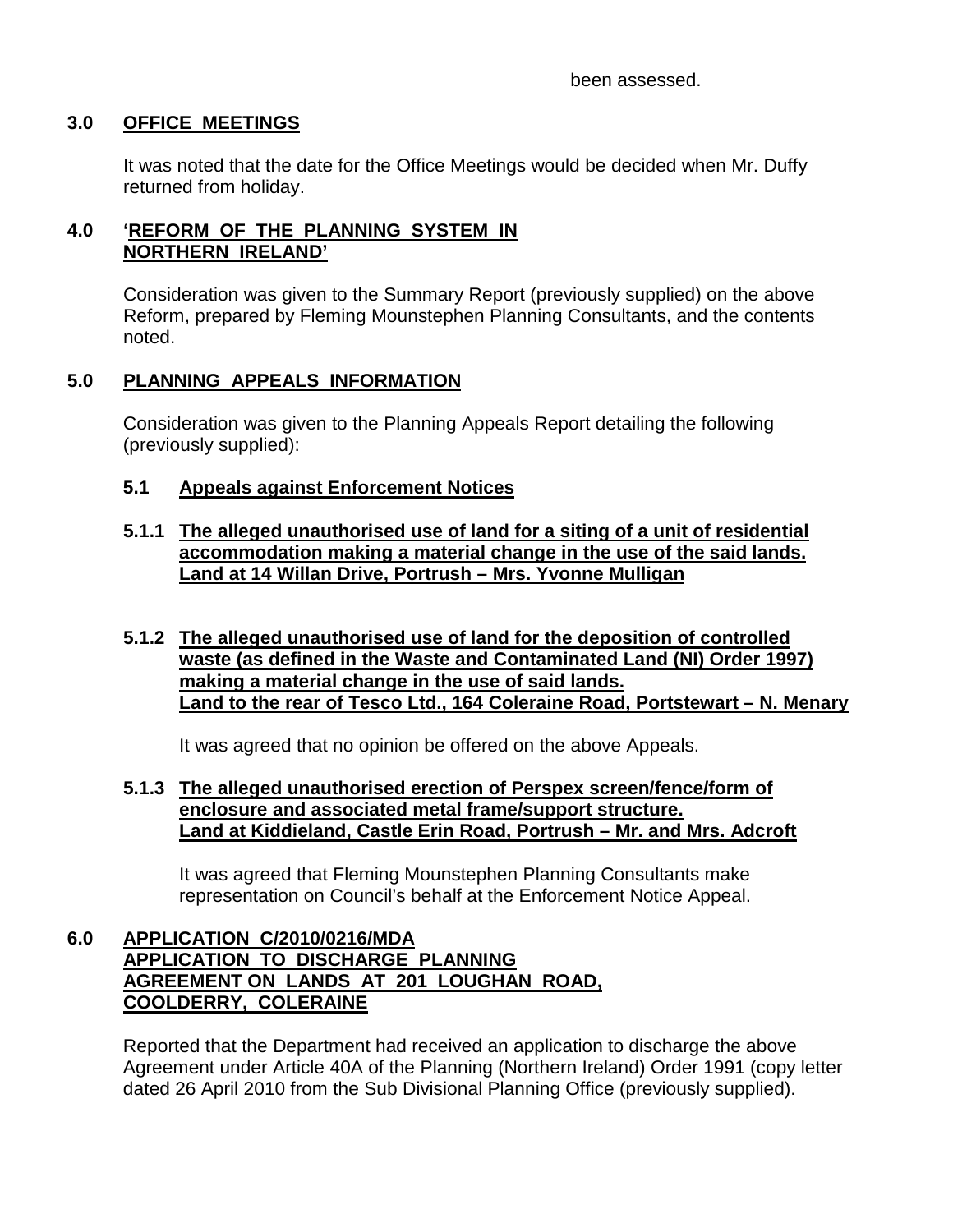been assessed.

## 3.0 OFFICE MEETINGS

It was noted that the date for the Office Meetings would be decided when Mr. Duffy returned from holiday.

## 4.0 'REFORM OF THE PLANNING SYSTEM IN NORTHERN IRELAND'

Consideration was given to the Summary Report (previously supplied) on the above Reform, prepared by Fleming Mounstephen Planning Consultants, and the contents noted.

## 5.0 PLANNING APPEALS INFORMATION

Consideration was given to the Planning Appeals Report detailing the following (previously supplied):

### 5.1 Appeals against Enforcement Notices

#### 5.1.1 The alleged unauthorised use of land for a siting of a unit of residential accommodation making a material change in the use of the said lands. Land at 14 Willan Drive, Portrush – Mrs. Yvonne Mulligan

#### 5.1.2 The alleged unauthorised use of land for the deposition of controlled waste (as defined in the Waste and Contaminated Land (NI) Order 1997) making a material change in the use of said lands. Land to the rear of Tesco Ltd., 164 Coleraine Road, Portstewart – N. Menary

It was agreed that no opinion be offered on the above Appeals.

#### 5.1.3 The alleged unauthorised erection of Perspex screen/fence/form of enclosure and associated metal frame/support structure. Land at Kiddieland, Castle Erin Road, Portrush – Mr. and Mrs. Adcroft

It was agreed that Fleming Mounstephen Planning Consultants make representation on Council's behalf at the Enforcement Notice Appeal.

## 6.0 APPLICATION C/2010/0216/MDA APPLICATION TO DISCHARGE PLANNING AGREEMENT ON LANDS AT 201 LOUGHAN ROAD, COOLDERRY, COLERAINE

Reported that the Department had received an application to discharge the above Agreement under Article 40A of the Planning (Northern Ireland) Order 1991 (copy letter dated 26 April 2010 from the Sub Divisional Planning Office (previously supplied).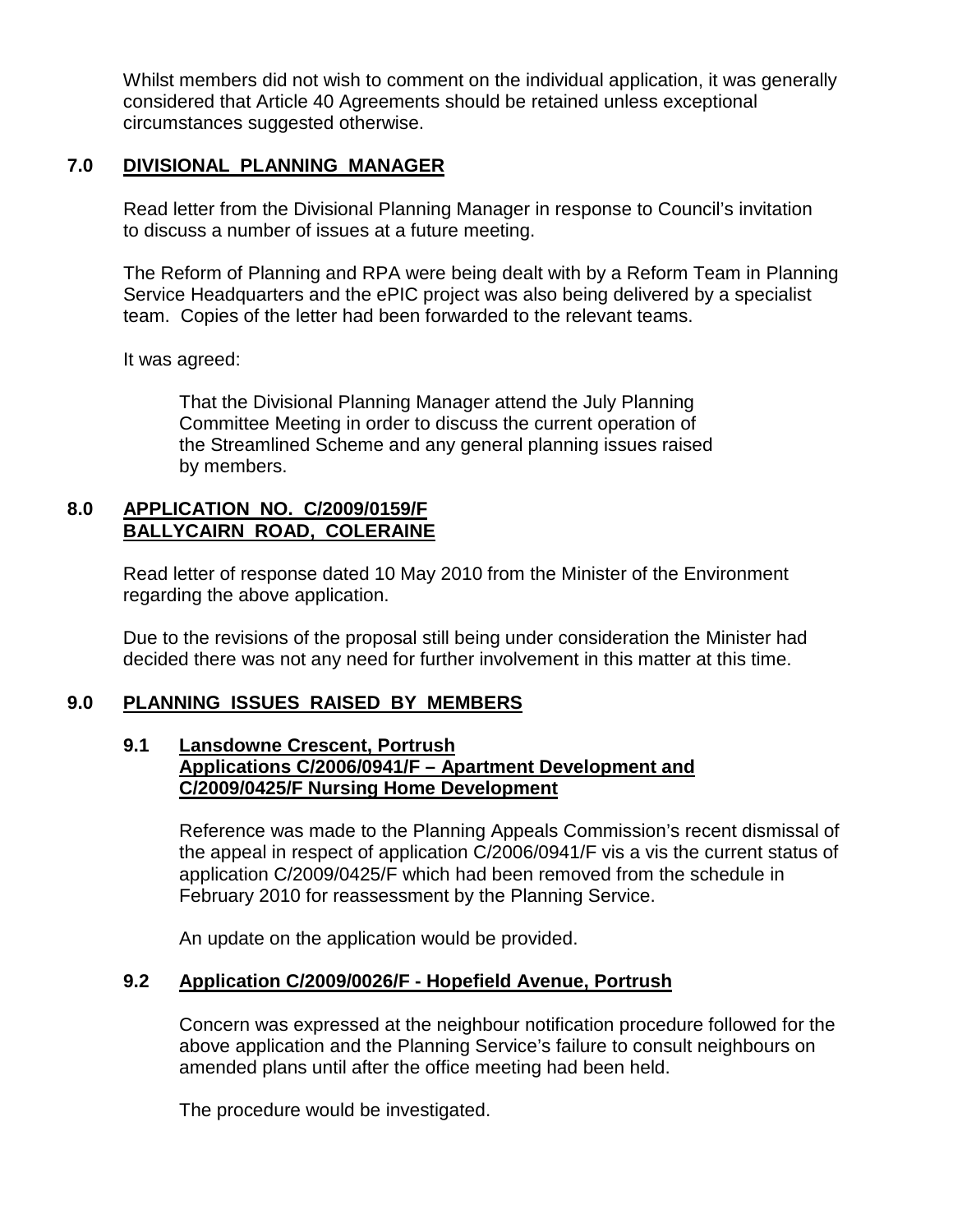Whilst members did not wish to comment on the individual application, it was generally considered that Article 40 Agreements should be retained unless exceptional circumstances suggested otherwise.

## 7.0 DIVISIONAL PLANNING MANAGER

Read letter from the Divisional Planning Manager in response to Council's invitation to discuss a number of issues at a future meeting.

The Reform of Planning and RPA were being dealt with by a Reform Team in Planning Service Headquarters and the ePIC project was also being delivered by a specialist team. Copies of the letter had been forwarded to the relevant teams.

It was agreed:

> That the Divisional Planning Manager attend the July Planning Committee Meeting in order to discuss the current operation of the Streamlined Scheme and any general planning issues raised by members.

## 8.0 APPLICATION NO. C/2009/0159/F BALLYCAIRN ROAD, COLERAINE

Read letter of response dated 10 May 2010 from the Minister of the Environment regarding the above application.

Due to the revisions of the proposal still being under consideration the Minister had decided there was not any need for further involvement in this matter at this time.

## 9.0 PLANNING ISSUES RAISED BY MEMBERS

### 9.1 Lansdowne Crescent, Portrush Applications C/2006/0941/F – Apartment Development and C/2009/0425/F Nursing Home Development

Reference was made to the Planning Appeals Commission's recent dismissal of the appeal in respect of application C/2006/0941/F vis a vis the current status of application C/2009/0425/F which had been removed from the schedule in February 2010 for reassessment by the Planning Service.

An update on the application would be provided.

### 9.2 Application C/2009/0026/F - Hopefield Avenue, Portrush

Concern was expressed at the neighbour notification procedure followed for the above application and the Planning Service's failure to consult neighbours on amended plans until after the office meeting had been held.

The procedure would be investigated.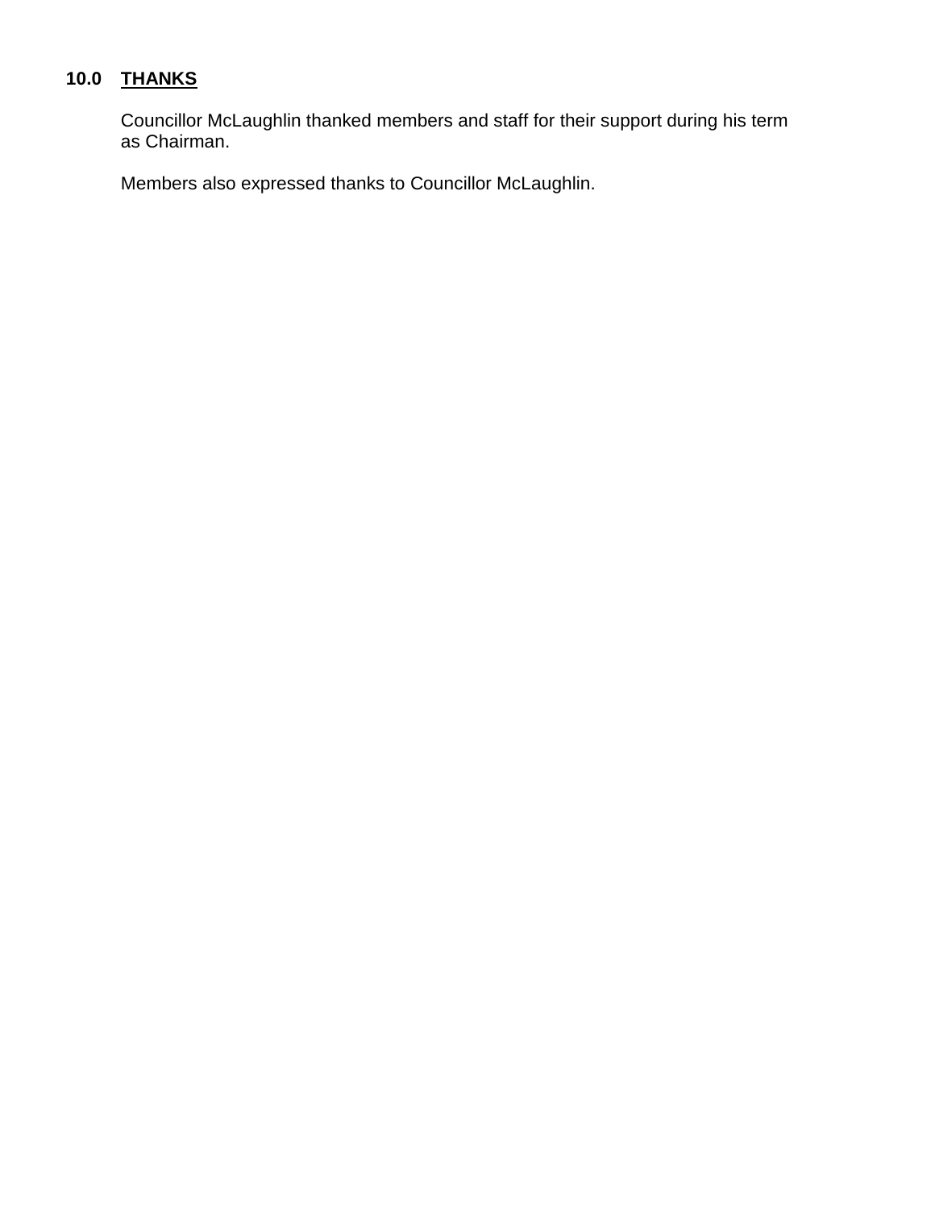## 10.0 THANKS

Councillor McLaughlin thanked members and staff for their support during his term as Chairman.

Members also expressed thanks to Councillor McLaughlin.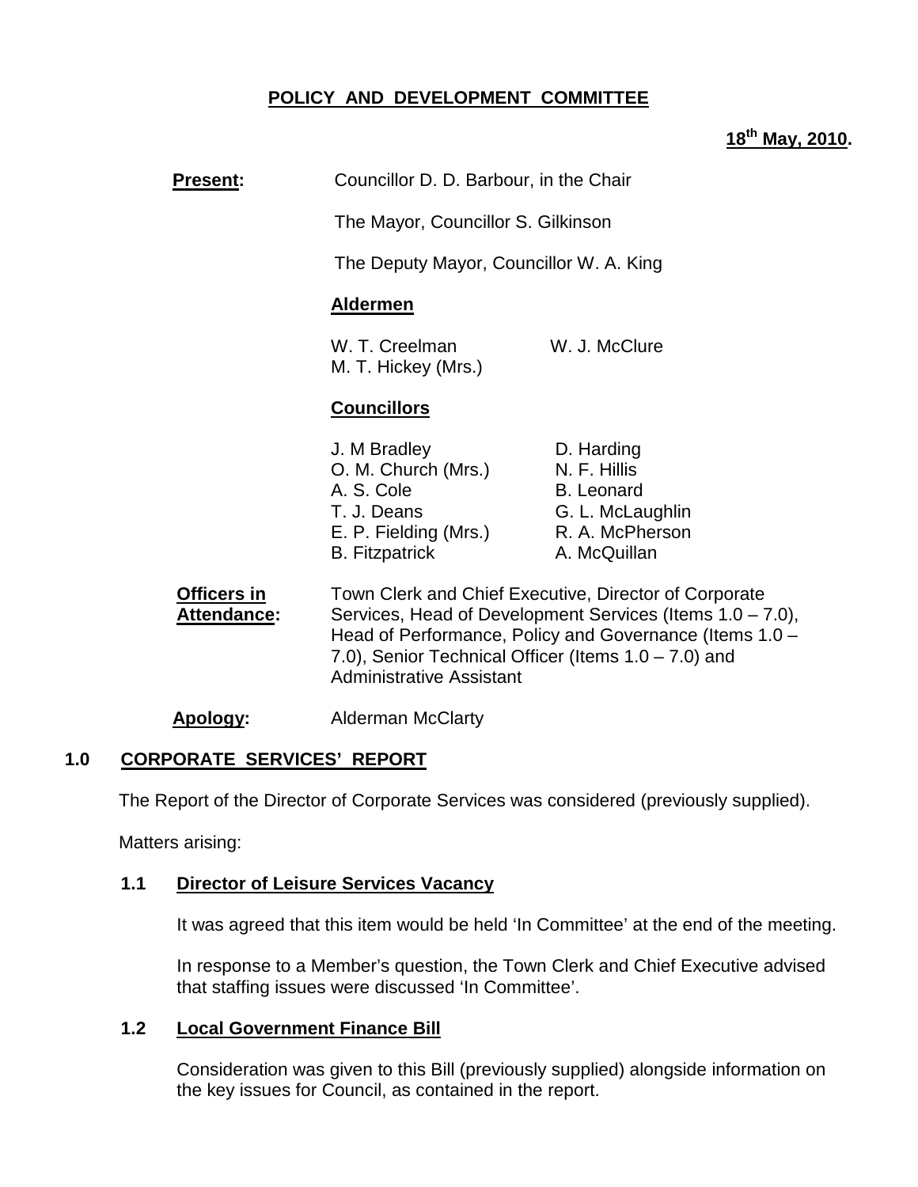# POLICY AND DEVELOPMENT COMMITTEE

**18th May, 2010.**

**Present:** Councillor D. D. Barbour, in the Chair

The Mayor, Councillor S. Gilkinson

The Deputy Mayor, Councillor W. A. King

**Aldermen**

W. T. Creelman
W. J. McClure
M. T. Hickey (Mrs.)

**Councillors**

J. M Bradley
O. M. Church (Mrs.)
A. S. Cole
T. J. Deans
E. P. Fielding (Mrs.)
B. Fitzpatrick
D. Harding
N. F. Hillis
B. Leonard
G. L. McLaughlin
R. A. McPherson
A. McQuillan

**Officers in Attendance:** Town Clerk and Chief Executive, Director of Corporate Services, Head of Development Services (Items 1.0 – 7.0), Head of Performance, Policy and Governance (Items 1.0 – 7.0), Senior Technical Officer (Items 1.0 – 7.0) and Administrative Assistant

**Apology:** Alderman McClarty

## 1.0 CORPORATE SERVICES' REPORT

The Report of the Director of Corporate Services was considered (previously supplied).

Matters arising:

### 1.1 Director of Leisure Services Vacancy

It was agreed that this item would be held 'In Committee' at the end of the meeting.

In response to a Member's question, the Town Clerk and Chief Executive advised that staffing issues were discussed 'In Committee'.

### 1.2 Local Government Finance Bill

Consideration was given to this Bill (previously supplied) alongside information on the key issues for Council, as contained in the report.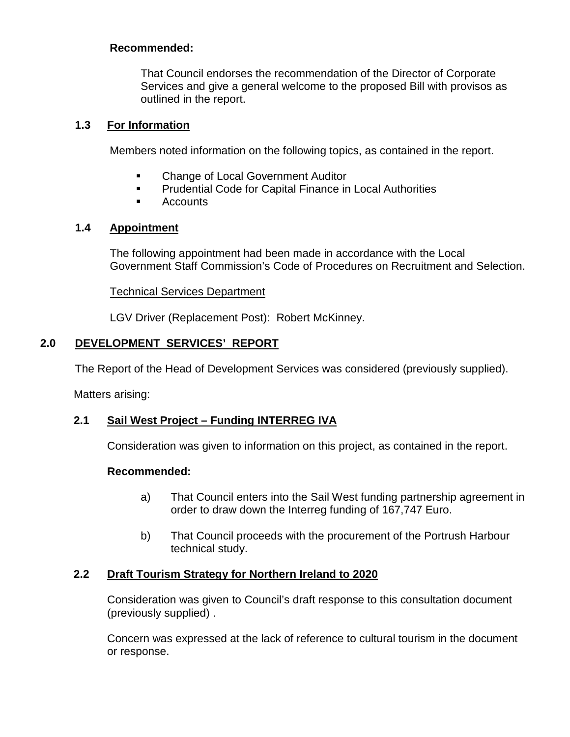**Recommended:**

That Council endorses the recommendation of the Director of Corporate Services and give a general welcome to the proposed Bill with provisos as outlined in the report.

### 1.3 For Information

Members noted information on the following topics, as contained in the report.

- Change of Local Government Auditor
- Prudential Code for Capital Finance in Local Authorities
- Accounts

### 1.4 Appointment

The following appointment had been made in accordance with the Local Government Staff Commission's Code of Procedures on Recruitment and Selection.

Technical Services Department

LGV Driver (Replacement Post): Robert McKinney.

## 2.0 DEVELOPMENT SERVICES' REPORT

The Report of the Head of Development Services was considered (previously supplied).

Matters arising:

### 2.1 Sail West Project – Funding INTERREG IVA

Consideration was given to information on this project, as contained in the report.

**Recommended:**

a) That Council enters into the Sail West funding partnership agreement in order to draw down the Interreg funding of 167,747 Euro.

b) That Council proceeds with the procurement of the Portrush Harbour technical study.

### 2.2 Draft Tourism Strategy for Northern Ireland to 2020

Consideration was given to Council's draft response to this consultation document (previously supplied) .

Concern was expressed at the lack of reference to cultural tourism in the document or response.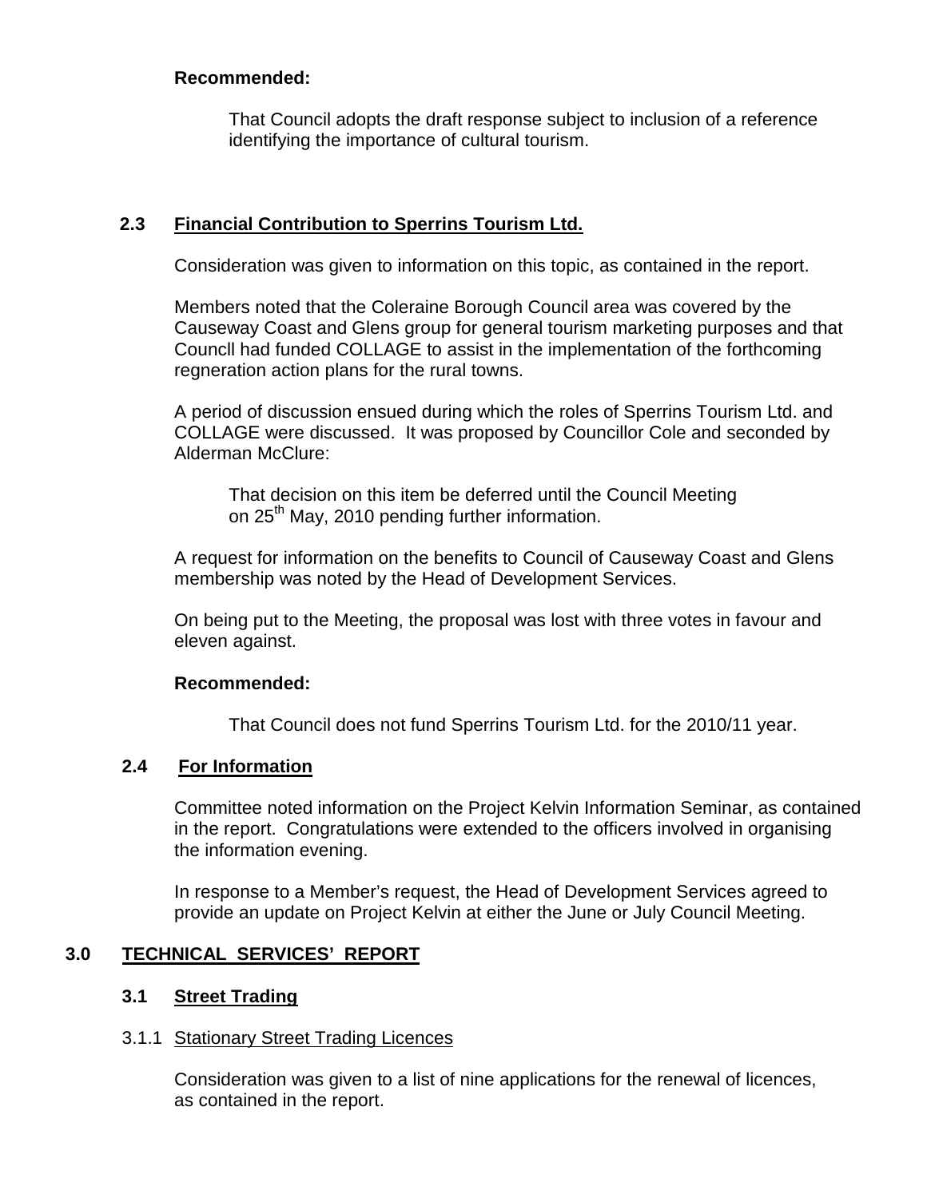**Recommended:**

> That Council adopts the draft response subject to inclusion of a reference identifying the importance of cultural tourism.

### 2.3 Financial Contribution to Sperrins Tourism Ltd.

Consideration was given to information on this topic, as contained in the report.

Members noted that the Coleraine Borough Council area was covered by the Causeway Coast and Glens group for general tourism marketing purposes and that Councll had funded COLLAGE to assist in the implementation of the forthcoming regneration action plans for the rural towns.

A period of discussion ensued during which the roles of Sperrins Tourism Ltd. and COLLAGE were discussed. It was proposed by Councillor Cole and seconded by Alderman McClure:

> That decision on this item be deferred until the Council Meeting on 25th May, 2010 pending further information.

A request for information on the benefits to Council of Causeway Coast and Glens membership was noted by the Head of Development Services.

On being put to the Meeting, the proposal was lost with three votes in favour and eleven against.

**Recommended:**

> That Council does not fund Sperrins Tourism Ltd. for the 2010/11 year.

### 2.4 For Information

Committee noted information on the Project Kelvin Information Seminar, as contained in the report. Congratulations were extended to the officers involved in organising the information evening.

In response to a Member's request, the Head of Development Services agreed to provide an update on Project Kelvin at either the June or July Council Meeting.

## 3.0 TECHNICAL SERVICES' REPORT

### 3.1 Street Trading

#### 3.1.1 Stationary Street Trading Licences

Consideration was given to a list of nine applications for the renewal of licences, as contained in the report.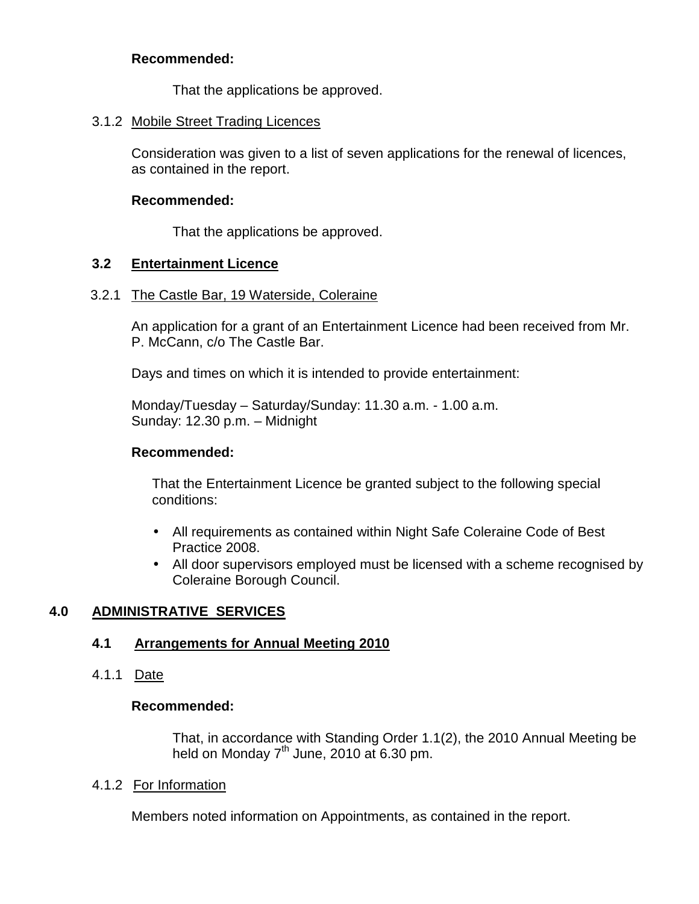**Recommended:**

That the applications be approved.

3.1.2 Mobile Street Trading Licences

Consideration was given to a list of seven applications for the renewal of licences, as contained in the report.

**Recommended:**

That the applications be approved.

### 3.2 Entertainment Licence

3.2.1 The Castle Bar, 19 Waterside, Coleraine

An application for a grant of an Entertainment Licence had been received from Mr. P. McCann, c/o The Castle Bar.

Days and times on which it is intended to provide entertainment:

Monday/Tuesday – Saturday/Sunday: 11.30 a.m. - 1.00 a.m.
Sunday: 12.30 p.m. – Midnight

**Recommended:**

That the Entertainment Licence be granted subject to the following special conditions:

- All requirements as contained within Night Safe Coleraine Code of Best Practice 2008.
- All door supervisors employed must be licensed with a scheme recognised by Coleraine Borough Council.

## 4.0 ADMINISTRATIVE SERVICES

### 4.1 Arrangements for Annual Meeting 2010

4.1.1 Date

**Recommended:**

That, in accordance with Standing Order 1.1(2), the 2010 Annual Meeting be held on Monday 7th June, 2010 at 6.30 pm.

4.1.2 For Information

Members noted information on Appointments, as contained in the report.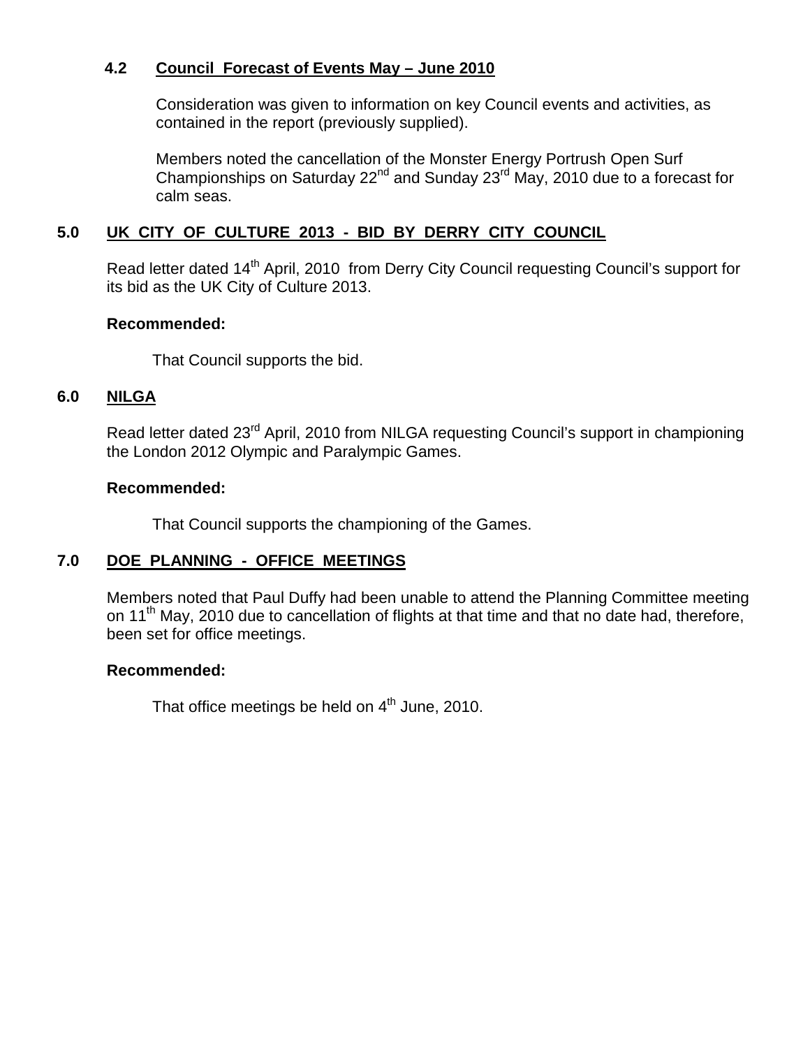### 4.2 Council Forecast of Events May – June 2010

Consideration was given to information on key Council events and activities, as contained in the report (previously supplied).

Members noted the cancellation of the Monster Energy Portrush Open Surf Championships on Saturday 22nd and Sunday 23rd May, 2010 due to a forecast for calm seas.

## 5.0 UK CITY OF CULTURE 2013 - BID BY DERRY CITY COUNCIL

Read letter dated 14th April, 2010 from Derry City Council requesting Council's support for its bid as the UK City of Culture 2013.

**Recommended:**

That Council supports the bid.

## 6.0 NILGA

Read letter dated 23rd April, 2010 from NILGA requesting Council's support in championing the London 2012 Olympic and Paralympic Games.

**Recommended:**

That Council supports the championing of the Games.

## 7.0 DOE PLANNING - OFFICE MEETINGS

Members noted that Paul Duffy had been unable to attend the Planning Committee meeting on 11th May, 2010 due to cancellation of flights at that time and that no date had, therefore, been set for office meetings.

**Recommended:**

That office meetings be held on 4th June, 2010.